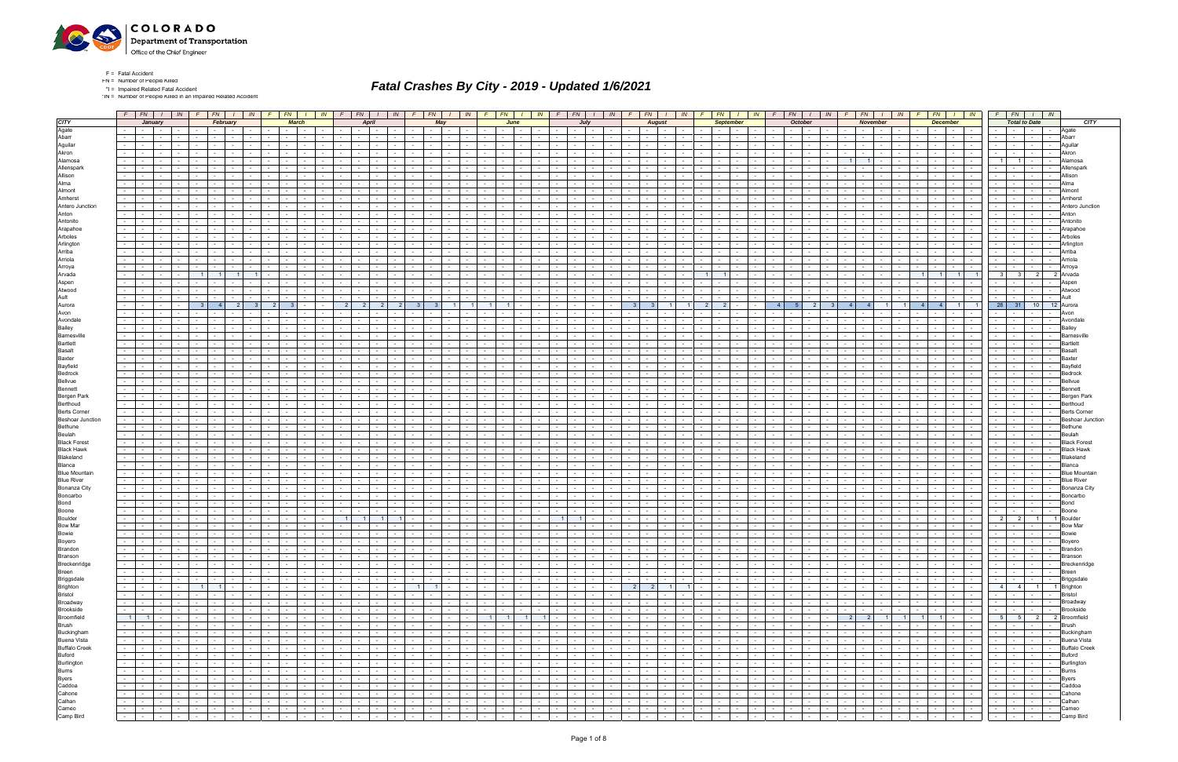F = Fatal Accident
FN = Number of People Killed
*I = Impaired Related Fatal Accident
*IN = Number of People Killed in an Impaired Related Accident

# Fatal Crashes By City - 2019 - Updated 1/6/2021

| CITY | January | | | | February | | | | March | | | | April | | | | May | | | | June | | | | July | | | | August | | | | September | | | | October | | | | November | | | | December | | | | Total to Date | | | | CITY |
|---|---|---|---|---|---|---|---|---|---|---|---|---|---|---|---|---|---|---|---|---|---|---|---|---|---|---|---|---|---|---|---|---|---|---|---|---|---|---|---|---|---|---|---|---|---|---|---|---|---|---|---|---|---|
| | F | FN | I | IN | F | FN | I | IN | F | FN | I | IN | F | FN | I | IN | F | FN | I | IN | F | FN | I | IN | F | FN | I | IN | F | FN | I | IN | F | FN | I | IN | F | FN | I | IN | F | FN | I | IN | F | FN | I | IN | F | FN | I | IN | |
| Agate | - | - | - | - | - | - | - | - | - | - | - | - | - | - | - | - | - | - | - | - | - | - | - | - | - | - | - | - | - | - | - | - | - | - | - | - | - | - | - | - | - | - | - | - | - | - | - | - | - | - | - | - | Agate |
| Abarr | - | - | - | - | - | - | - | - | - | - | - | - | - | - | - | - | - | - | - | - | - | - | - | - | - | - | - | - | - | - | - | - | - | - | - | - | - | - | - | - | - | - | - | - | - | - | - | - | - | - | - | - | Abarr |
| Aguilar | - | - | - | - | - | - | - | - | - | - | - | - | - | - | - | - | - | - | - | - | - | - | - | - | - | - | - | - | - | - | - | - | - | - | - | - | - | - | - | - | - | - | - | - | - | - | - | - | - | - | - | - | Aguilar |
| Akron | - | - | - | - | - | - | - | - | - | - | - | - | - | - | - | - | - | - | - | - | - | - | - | - | - | - | - | - | - | - | - | - | - | - | - | - | - | - | - | - | - | - | - | - | - | - | - | - | - | - | - | - | Akron |
| Alamosa | - | - | - | - | - | - | - | - | - | - | - | - | - | - | - | - | - | - | - | - | - | - | - | - | - | - | - | - | - | - | - | - | - | - | - | - | - | - | - | - | 1 | 1 | - | - | - | - | - | - | 1 | 1 | - | - | Alamosa |
| Allenspark | - | - | - | - | - | - | - | - | - | - | - | - | - | - | - | - | - | - | - | - | - | - | - | - | - | - | - | - | - | - | - | - | - | - | - | - | - | - | - | - | - | - | - | - | - | - | - | - | - | - | - | - | Allenspark |
| Allison | - | - | - | - | - | - | - | - | - | - | - | - | - | - | - | - | - | - | - | - | - | - | - | - | - | - | - | - | - | - | - | - | - | - | - | - | - | - | - | - | - | - | - | - | - | - | - | - | - | - | - | - | Allison |
| Alma | - | - | - | - | - | - | - | - | - | - | - | - | - | - | - | - | - | - | - | - | - | - | - | - | - | - | - | - | - | - | - | - | - | - | - | - | - | - | - | - | - | - | - | - | - | - | - | - | - | - | - | - | Alma |
| Almont | - | - | - | - | - | - | - | - | - | - | - | - | - | - | - | - | - | - | - | - | - | - | - | - | - | - | - | - | - | - | - | - | - | - | - | - | - | - | - | - | - | - | - | - | - | - | - | - | - | - | - | - | Almont |
| Amherst | - | - | - | - | - | - | - | - | - | - | - | - | - | - | - | - | - | - | - | - | - | - | - | - | - | - | - | - | - | - | - | - | - | - | - | - | - | - | - | - | - | - | - | - | - | - | - | - | - | - | - | - | Amherst |
| Antero Junction | - | - | - | - | - | - | - | - | - | - | - | - | - | - | - | - | - | - | - | - | - | - | - | - | - | - | - | - | - | - | - | - | - | - | - | - | - | - | - | - | - | - | - | - | - | - | - | - | - | - | - | - | Antero Junction |
| Anton | - | - | - | - | - | - | - | - | - | - | - | - | - | - | - | - | - | - | - | - | - | - | - | - | - | - | - | - | - | - | - | - | - | - | - | - | - | - | - | - | - | - | - | - | - | - | - | - | - | - | - | - | Anton |
| Antonito | - | - | - | - | - | - | - | - | - | - | - | - | - | - | - | - | - | - | - | - | - | - | - | - | - | - | - | - | - | - | - | - | - | - | - | - | - | - | - | - | - | - | - | - | - | - | - | - | - | - | - | - | Antonito |
| Arapahoe | - | - | - | - | - | - | - | - | - | - | - | - | - | - | - | - | - | - | - | - | - | - | - | - | - | - | - | - | - | - | - | - | - | - | - | - | - | - | - | - | - | - | - | - | - | - | - | - | - | - | - | - | Arapahoe |
| Arboles | - | - | - | - | - | - | - | - | - | - | - | - | - | - | - | - | - | - | - | - | - | - | - | - | - | - | - | - | - | - | - | - | - | - | - | - | - | - | - | - | - | - | - | - | - | - | - | - | - | - | - | - | Arboles |
| Arlington | - | - | - | - | - | - | - | - | - | - | - | - | - | - | - | - | - | - | - | - | - | - | - | - | - | - | - | - | - | - | - | - | - | - | - | - | - | - | - | - | - | - | - | - | - | - | - | - | - | - | - | - | Arlington |
| Arriba | - | - | - | - | - | - | - | - | - | - | - | - | - | - | - | - | - | - | - | - | - | - | - | - | - | - | - | - | - | - | - | - | - | - | - | - | - | - | - | - | - | - | - | - | - | - | - | - | - | - | - | - | Arriba |
| Arriola | - | - | - | - | - | - | - | - | - | - | - | - | - | - | - | - | - | - | - | - | - | - | - | - | - | - | - | - | - | - | - | - | - | - | - | - | - | - | - | - | - | - | - | - | - | - | - | - | - | - | - | - | Arriola |
| Arroya | - | - | - | - | - | - | - | - | - | - | - | - | - | - | - | - | - | - | - | - | - | - | - | - | - | - | - | - | - | - | - | - | - | - | - | - | - | - | - | - | - | - | - | - | - | - | - | - | - | - | - | - | Arroya |
| Arvada | - | - | - | - | 1 | 1 | 1 | 1 | - | - | - | - | - | - | - | - | - | - | - | - | - | - | - | - | - | - | - | - | - | - | - | - | 1 | 1 | - | - | - | - | - | - | - | - | - | - | 1 | 1 | 1 | 1 | 3 | 3 | 2 | 2 | Arvada |
| Aspen | - | - | - | - | - | - | - | - | - | - | - | - | - | - | - | - | - | - | - | - | - | - | - | - | - | - | - | - | - | - | - | - | - | - | - | - | - | - | - | - | - | - | - | - | - | - | - | - | - | - | - | - | Aspen |
| Atwood | - | - | - | - | - | - | - | - | - | - | - | - | - | - | - | - | - | - | - | - | - | - | - | - | - | - | - | - | - | - | - | - | - | - | - | - | - | - | - | - | - | - | - | - | - | - | - | - | - | - | - | - | Atwood |
| Ault | - | - | - | - | - | - | - | - | - | - | - | - | - | - | - | - | - | - | - | - | - | - | - | - | - | - | - | - | - | - | - | - | - | - | - | - | - | - | - | - | - | - | - | - | - | - | - | - | - | - | - | - | Ault |
| Aurora | - | - | - | - | 3 | 4 | 2 | 3 | 2 | 3 | - | - | 2 | 2 | 2 | 2 | 3 | 3 | 1 | 1 | 1 | 1 | - | - | - | - | - | - | 3 | 3 | 1 | 1 | 2 | 2 | - | - | 4 | 5 | 2 | 3 | 4 | 4 | 1 | 1 | 4 | 4 | 1 | 1 | 28 | 31 | 10 | 12 | Aurora |
| Avon | - | - | - | - | - | - | - | - | - | - | - | - | - | - | - | - | - | - | - | - | - | - | - | - | - | - | - | - | - | - | - | - | - | - | - | - | - | - | - | - | - | - | - | - | - | - | - | - | - | - | - | - | Avon |
| Avondale | - | - | - | - | - | - | - | - | - | - | - | - | - | - | - | - | - | - | - | - | - | - | - | - | - | - | - | - | - | - | - | - | - | - | - | - | - | - | - | - | - | - | - | - | - | - | - | - | - | - | - | - | Avondale |
| Bailey | - | - | - | - | - | - | - | - | - | - | - | - | - | - | - | - | - | - | - | - | - | - | - | - | - | - | - | - | - | - | - | - | - | - | - | - | - | - | - | - | - | - | - | - | - | - | - | - | - | - | - | - | Bailey |
| Barnesville | - | - | - | - | - | - | - | - | - | - | - | - | - | - | - | - | - | - | - | - | - | - | - | - | - | - | - | - | - | - | - | - | - | - | - | - | - | - | - | - | - | - | - | - | - | - | - | - | - | - | - | - | Barnesville |
| Bartlett | - | - | - | - | - | - | - | - | - | - | - | - | - | - | - | - | - | - | - | - | - | - | - | - | - | - | - | - | - | - | - | - | - | - | - | - | - | - | - | - | - | - | - | - | - | - | - | - | - | - | - | - | Bartlett |
| Basalt | - | - | - | - | - | - | - | - | - | - | - | - | - | - | - | - | - | - | - | - | - | - | - | - | - | - | - | - | - | - | - | - | - | - | - | - | - | - | - | - | - | - | - | - | - | - | - | - | - | - | - | - | Basalt |
| Baxter | - | - | - | - | - | - | - | - | - | - | - | - | - | - | - | - | - | - | - | - | - | - | - | - | - | - | - | - | - | - | - | - | - | - | - | - | - | - | - | - | - | - | - | - | - | - | - | - | - | - | - | - | Baxter |
| Bayfield | - | - | - | - | - | - | - | - | - | - | - | - | - | - | - | - | - | - | - | - | - | - | - | - | - | - | - | - | - | - | - | - | - | - | - | - | - | - | - | - | - | - | - | - | - | - | - | - | - | - | - | - | Bayfield |
| Bedrock | - | - | - | - | - | - | - | - | - | - | - | - | - | - | - | - | - | - | - | - | - | - | - | - | - | - | - | - | - | - | - | - | - | - | - | - | - | - | - | - | - | - | - | - | - | - | - | - | - | - | - | - | Bedrock |
| Bellvue | - | - | - | - | - | - | - | - | - | - | - | - | - | - | - | - | - | - | - | - | - | - | - | - | - | - | - | - | - | - | - | - | - | - | - | - | - | - | - | - | - | - | - | - | - | - | - | - | - | - | - | - | Bellvue |
| Bennett | - | - | - | - | - | - | - | - | - | - | - | - | - | - | - | - | - | - | - | - | - | - | - | - | - | - | - | - | - | - | - | - | - | - | - | - | - | - | - | - | - | - | - | - | - | - | - | - | - | - | - | - | Bennett |
| Bergen Park | - | - | - | - | - | - | - | - | - | - | - | - | - | - | - | - | - | - | - | - | - | - | - | - | - | - | - | - | - | - | - | - | - | - | - | - | - | - | - | - | - | - | - | - | - | - | - | - | - | - | - | - | Bergen Park |
| Berthoud | - | - | - | - | - | - | - | - | - | - | - | - | - | - | - | - | - | - | - | - | - | - | - | - | - | - | - | - | - | - | - | - | - | - | - | - | - | - | - | - | - | - | - | - | - | - | - | - | - | - | - | - | Berthoud |
| Berts Corner | - | - | - | - | - | - | - | - | - | - | - | - | - | - | - | - | - | - | - | - | - | - | - | - | - | - | - | - | - | - | - | - | - | - | - | - | - | - | - | - | - | - | - | - | - | - | - | - | - | - | - | - | Berts Corner |
| Beshoar Junction | - | - | - | - | - | - | - | - | - | - | - | - | - | - | - | - | - | - | - | - | - | - | - | - | - | - | - | - | - | - | - | - | - | - | - | - | - | - | - | - | - | - | - | - | - | - | - | - | - | - | - | - | Beshoar Junction |
| Bethune | - | - | - | - | - | - | - | - | - | - | - | - | - | - | - | - | - | - | - | - | - | - | - | - | - | - | - | - | - | - | - | - | - | - | - | - | - | - | - | - | - | - | - | - | - | - | - | - | - | - | - | - | Bethune |
| Beulah | - | - | - | - | - | - | - | - | - | - | - | - | - | - | - | - | - | - | - | - | - | - | - | - | - | - | - | - | - | - | - | - | - | - | - | - | - | - | - | - | - | - | - | - | - | - | - | - | - | - | - | - | Beulah |
| Black Forest | - | - | - | - | - | - | - | - | - | - | - | - | - | - | - | - | - | - | - | - | - | - | - | - | - | - | - | - | - | - | - | - | - | - | - | - | - | - | - | - | - | - | - | - | - | - | - | - | - | - | - | - | Black Forest |
| Black Hawk | - | - | - | - | - | - | - | - | - | - | - | - | - | - | - | - | - | - | - | - | - | - | - | - | - | - | - | - | - | - | - | - | - | - | - | - | - | - | - | - | - | - | - | - | - | - | - | - | - | - | - | - | Black Hawk |
| Blakeland | - | - | - | - | - | - | - | - | - | - | - | - | - | - | - | - | - | - | - | - | - | - | - | - | - | - | - | - | - | - | - | - | - | - | - | - | - | - | - | - | - | - | - | - | - | - | - | - | - | - | - | - | Blakeland |
| Blanca | - | - | - | - | - | - | - | - | - | - | - | - | - | - | - | - | - | - | - | - | - | - | - | - | - | - | - | - | - | - | - | - | - | - | - | - | - | - | - | - | - | - | - | - | - | - | - | - | - | - | - | - | Blanca |
| Blue Mountain | - | - | - | - | - | - | - | - | - | - | - | - | - | - | - | - | - | - | - | - | - | - | - | - | - | - | - | - | - | - | - | - | - | - | - | - | - | - | - | - | - | - | - | - | - | - | - | - | - | - | - | - | Blue Mountain |
| Blue River | - | - | - | - | - | - | - | - | - | - | - | - | - | - | - | - | - | - | - | - | - | - | - | - | - | - | - | - | - | - | - | - | - | - | - | - | - | - | - | - | - | - | - | - | - | - | - | - | - | - | - | - | Blue River |
| Bonanza City | - | - | - | - | - | - | - | - | - | - | - | - | - | - | - | - | - | - | - | - | - | - | - | - | - | - | - | - | - | - | - | - | - | - | - | - | - | - | - | - | - | - | - | - | - | - | - | - | - | - | - | - | Bonanza City |
| Boncarbo | - | - | - | - | - | - | - | - | - | - | - | - | - | - | - | - | - | - | - | - | - | - | - | - | - | - | - | - | - | - | - | - | - | - | - | - | - | - | - | - | - | - | - | - | - | - | - | - | - | - | - | - | Boncarbo |
| Bond | - | - | - | - | - | - | - | - | - | - | - | - | - | - | - | - | - | - | - | - | - | - | - | - | - | - | - | - | - | - | - | - | - | - | - | - | - | - | - | - | - | - | - | - | - | - | - | - | - | - | - | - | Bond |
| Boone | - | - | - | - | - | - | - | - | - | - | - | - | - | - | - | - | - | - | - | - | - | - | - | - | - | - | - | - | - | - | - | - | - | - | - | - | - | - | - | - | - | - | - | - | - | - | - | - | - | - | - | - | Boone |
| Boulder | - | - | - | - | - | - | - | - | - | - | - | - | 1 | 1 | 1 | 1 | - | - | - | - | - | - | - | - | 1 | 1 | - | - | - | - | - | - | - | - | - | - | - | - | - | - | - | - | - | - | - | - | - | - | 2 | 2 | 1 | 1 | Boulder |
| Bow Mar | - | - | - | - | - | - | - | - | - | - | - | - | - | - | - | - | - | - | - | - | - | - | - | - | - | - | - | - | - | - | - | - | - | - | - | - | - | - | - | - | - | - | - | - | - | - | - | - | - | - | - | - | Bow Mar |
| Bowie | - | - | - | - | - | - | - | - | - | - | - | - | - | - | - | - | - | - | - | - | - | - | - | - | - | - | - | - | - | - | - | - | - | - | - | - | - | - | - | - | - | - | - | - | - | - | - | - | - | - | - | - | Bowie |
| Boyero | - | - | - | - | - | - | - | - | - | - | - | - | - | - | - | - | - | - | - | - | - | - | - | - | - | - | - | - | - | - | - | - | - | - | - | - | - | - | - | - | - | - | - | - | - | - | - | - | - | - | - | - | Boyero |
| Brandon | - | - | - | - | - | - | - | - | - | - | - | - | - | - | - | - | - | - | - | - | - | - | - | - | - | - | - | - | - | - | - | - | - | - | - | - | - | - | - | - | - | - | - | - | - | - | - | - | - | - | - | - | Brandon |
| Branson | - | - | - | - | - | - | - | - | - | - | - | - | - | - | - | - | - | - | - | - | - | - | - | - | - | - | - | - | - | - | - | - | - | - | - | - | - | - | - | - | - | - | - | - | - | - | - | - | - | - | - | - | Branson |
| Breckenridge | - | - | - | - | - | - | - | - | - | - | - | - | - | - | - | - | - | - | - | - | - | - | - | - | - | - | - | - | - | - | - | - | - | - | - | - | - | - | - | - | - | - | - | - | - | - | - | - | - | - | - | - | Breckenridge |
| Breen | - | - | - | - | - | - | - | - | - | - | - | - | - | - | - | - | - | - | - | - | - | - | - | - | - | - | - | - | - | - | - | - | - | - | - | - | - | - | - | - | - | - | - | - | - | - | - | - | - | - | - | - | Breen |
| Briggsdale | - | - | - | - | - | - | - | - | - | - | - | - | - | - | - | - | - | - | - | - | - | - | - | - | - | - | - | - | - | - | - | - | - | - | - | - | - | - | - | - | - | - | - | - | - | - | - | - | - | - | - | - | Briggsdale |
| Brighton | - | - | - | - | 1 | 1 | - | - | - | - | - | - | - | - | - | - | 1 | 1 | - | - | - | - | - | - | - | - | - | - | 2 | 2 | 1 | 1 | - | - | - | - | - | - | - | - | - | - | - | - | - | - | - | - | 4 | 4 | 1 | 1 | Brighton |
| Bristol | - | - | - | - | - | - | - | - | - | - | - | - | - | - | - | - | - | - | - | - | - | - | - | - | - | - | - | - | - | - | - | - | - | - | - | - | - | - | - | - | - | - | - | - | - | - | - | - | - | - | - | - | Bristol |
| Broadway | - | - | - | - | - | - | - | - | - | - | - | - | - | - | - | - | - | - | - | - | - | - | - | - | - | - | - | - | - | - | - | - | - | - | - | - | - | - | - | - | - | - | - | - | - | - | - | - | - | - | - | - | Broadway |
| Brookside | - | - | - | - | - | - | - | - | - | - | - | - | - | - | - | - | - | - | - | - | - | - | - | - | - | - | - | - | - | - | - | - | - | - | - | - | - | - | - | - | - | - | - | - | - | - | - | - | - | - | - | - | Brookside |
| Broomfield | 1 | 1 | - | - | - | - | - | - | - | - | - | - | - | - | - | - | - | - | - | - | 1 | 1 | 1 | 1 | - | - | - | - | - | - | - | - | - | - | - | - | - | - | - | - | 2 | 2 | 1 | 1 | 1 | 1 | - | - | 5 | 5 | 2 | 2 | Broomfield |
| Brush | - | - | - | - | - | - | - | - | - | - | - | - | - | - | - | - | - | - | - | - | - | - | - | - | - | - | - | - | - | - | - | - | - | - | - | - | - | - | - | - | - | - | - | - | - | - | - | - | - | - | - | - | Brush |
| Buckingham | - | - | - | - | - | - | - | - | - | - | - | - | - | - | - | - | - | - | - | - | - | - | - | - | - | - | - | - | - | - | - | - | - | - | - | - | - | - | - | - | - | - | - | - | - | - | - | - | - | - | - | - | Buckingham |
| Buena Vista | - | - | - | - | - | - | - | - | - | - | - | - | - | - | - | - | - | - | - | - | - | - | - | - | - | - | - | - | - | - | - | - | - | - | - | - | - | - | - | - | - | - | - | - | - | - | - | - | - | - | - | - | Buena Vista |
| Buffalo Creek | - | - | - | - | - | - | - | - | - | - | - | - | - | - | - | - | - | - | - | - | - | - | - | - | - | - | - | - | - | - | - | - | - | - | - | - | - | - | - | - | - | - | - | - | - | - | - | - | - | - | - | - | Buffalo Creek |
| Buford | - | - | - | - | - | - | - | - | - | - | - | - | - | - | - | - | - | - | - | - | - | - | - | - | - | - | - | - | - | - | - | - | - | - | - | - | - | - | - | - | - | - | - | - | - | - | - | - | - | - | - | - | Buford |
| Burlington | - | - | - | - | - | - | - | - | - | - | - | - | - | - | - | - | - | - | - | - | - | - | - | - | - | - | - | - | - | - | - | - | - | - | - | - | - | - | - | - | - | - | - | - | - | - | - | - | - | - | - | - | Burlington |
| Burns | - | - | - | - | - | - | - | - | - | - | - | - | - | - | - | - | - | - | - | - | - | - | - | - | - | - | - | - | - | - | - | - | - | - | - | - | - | - | - | - | - | - | - | - | - | - | - | - | - | - | - | - | Burns |
| Byers | - | - | - | - | - | - | - | - | - | - | - | - | - | - | - | - | - | - | - | - | - | - | - | - | - | - | - | - | - | - | - | - | - | - | - | - | - | - | - | - | - | - | - | - | - | - | - | - | - | - | - | - | Byers |
| Caddoa | - | - | - | - | - | - | - | - | - | - | - | - | - | - | - | - | - | - | - | - | - | - | - | - | - | - | - | - | - | - | - | - | - | - | - | - | - | - | - | - | - | - | - | - | - | - | - | - | - | - | - | - | Caddoa |
| Cahone | - | - | - | - | - | - | - | - | - | - | - | - | - | - | - | - | - | - | - | - | - | - | - | - | - | - | - | - | - | - | - | - | - | - | - | - | - | - | - | - | - | - | - | - | - | - | - | - | - | - | - | - | Cahone |
| Calhan | - | - | - | - | - | - | - | - | - | - | - | - | - | - | - | - | - | - | - | - | - | - | - | - | - | - | - | - | - | - | - | - | - | - | - | - | - | - | - | - | - | - | - | - | - | - | - | - | - | - | - | - | Calhan |
| Cameo | - | - | - | - | - | - | - | - | - | - | - | - | - | - | - | - | - | - | - | - | - | - | - | - | - | - | - | - | - | - | - | - | - | - | - | - | - | - | - | - | - | - | - | - | - | - | - | - | - | - | - | - | Cameo |
| Camp Bird | - | - | - | - | - | - | - | - | - | - | - | - | - | - | - | - | - | - | - | - | - | - | - | - | - | - | - | - | - | - | - | - | - | - | - | - | - | - | - | - | - | - | - | - | - | - | - | - | - | - | - | - | Camp Bird |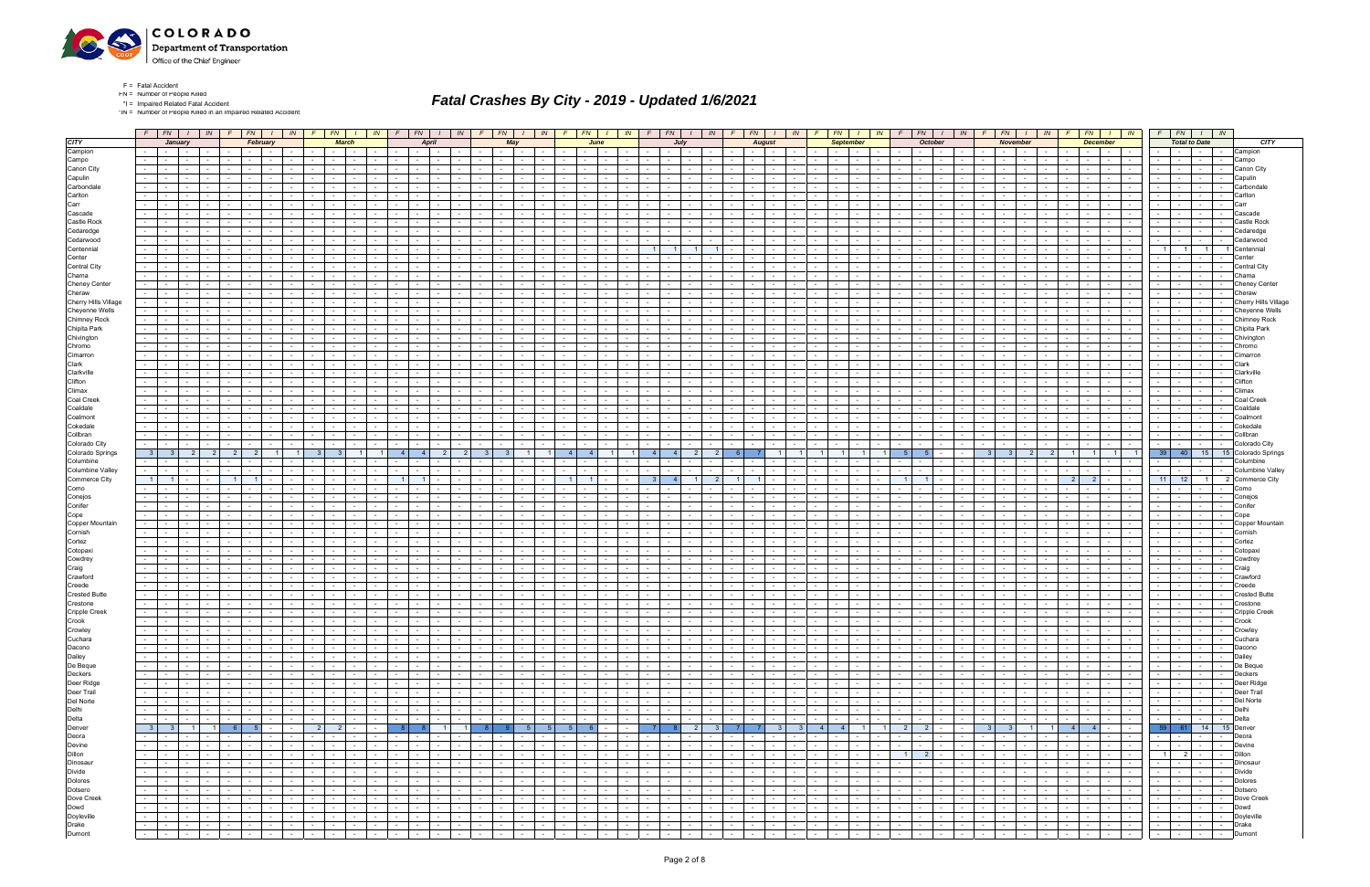F = Fatal Accident
FN = Number of People Killed
*I = Impaired Related Fatal Accident
*IN = Number of People Killed in an Impaired Related Accident

# Fatal Crashes By City - 2019 - Updated 1/6/2021

| CITY | January | | | | February | | | | March | | | | April | | | | May | | | | June | | | | July | | | | August | | | | September | | | | October | | | | November | | | | December | | | | Total to Date | | | | CITY |
|---|---|---|---|---|---|---|---|---|---|---|---|---|---|---|---|---|---|---|---|---|---|---|---|---|---|---|---|---|---|---|---|---|---|---|---|---|---|---|---|---|---|---|---|---|---|---|---|---|---|---|---|---|---|
| | F | FN | I | IN | F | FN | I | IN | F | FN | I | IN | F | FN | I | IN | F | FN | I | IN | F | FN | I | IN | F | FN | I | IN | F | FN | I | IN | F | FN | I | IN | F | FN | I | IN | F | FN | I | IN | F | FN | I | IN | F | FN | I | IN | |
| Campion | - | - | - | - | - | - | - | - | - | - | - | - | - | - | - | - | - | - | - | - | - | - | - | - | - | - | - | - | - | - | - | - | - | - | - | - | - | - | - | - | - | - | - | - | - | - | - | - | - | - | - | - | Campion |
| Campo | - | - | - | - | - | - | - | - | - | - | - | - | - | - | - | - | - | - | - | - | - | - | - | - | - | - | - | - | - | - | - | - | - | - | - | - | - | - | - | - | - | - | - | - | - | - | - | - | - | - | - | - | Campo |
| Canon City | - | - | - | - | - | - | - | - | - | - | - | - | - | - | - | - | - | - | - | - | - | - | - | - | - | - | - | - | - | - | - | - | - | - | - | - | - | - | - | - | - | - | - | - | - | - | - | - | - | - | - | - | Canon City |
| Capulin | - | - | - | - | - | - | - | - | - | - | - | - | - | - | - | - | - | - | - | - | - | - | - | - | - | - | - | - | - | - | - | - | - | - | - | - | - | - | - | - | - | - | - | - | - | - | - | - | - | - | - | - | Capulin |
| Carbondale | - | - | - | - | - | - | - | - | - | - | - | - | - | - | - | - | - | - | - | - | - | - | - | - | - | - | - | - | - | - | - | - | - | - | - | - | - | - | - | - | - | - | - | - | - | - | - | - | - | - | - | - | Carbondale |
| Carlton | - | - | - | - | - | - | - | - | - | - | - | - | - | - | - | - | - | - | - | - | - | - | - | - | - | - | - | - | - | - | - | - | - | - | - | - | - | - | - | - | - | - | - | - | - | - | - | - | - | - | - | - | Carlton |
| Carr | - | - | - | - | - | - | - | - | - | - | - | - | - | - | - | - | - | - | - | - | - | - | - | - | - | - | - | - | - | - | - | - | - | - | - | - | - | - | - | - | - | - | - | - | - | - | - | - | - | - | - | - | Carr |
| Cascade | - | - | - | - | - | - | - | - | - | - | - | - | - | - | - | - | - | - | - | - | - | - | - | - | - | - | - | - | - | - | - | - | - | - | - | - | - | - | - | - | - | - | - | - | - | - | - | - | - | - | - | - | Cascade |
| Castle Rock | - | - | - | - | - | - | - | - | - | - | - | - | - | - | - | - | - | - | - | - | - | - | - | - | - | - | - | - | - | - | - | - | - | - | - | - | - | - | - | - | - | - | - | - | - | - | - | - | - | - | - | - | Castle Rock |
| Cedaredge | - | - | - | - | - | - | - | - | - | - | - | - | - | - | - | - | - | - | - | - | - | - | - | - | - | - | - | - | - | - | - | - | - | - | - | - | - | - | - | - | - | - | - | - | - | - | - | - | - | - | - | - | Cedaredge |
| Cedarwood | - | - | - | - | - | - | - | - | - | - | - | - | - | - | - | - | - | - | - | - | - | - | - | - | - | - | - | - | - | - | - | - | - | - | - | - | - | - | - | - | - | - | - | - | - | - | - | - | - | - | - | - | Cedarwood |
| Centennial | - | - | - | - | - | - | - | - | - | - | - | - | - | - | - | - | - | - | - | - | - | - | - | - | 1 | 1 | 1 | 1 | - | - | - | - | - | - | - | - | - | - | - | - | - | - | - | - | - | - | - | - | 1 | 1 | 1 | 1 | Centennial |
| Center | - | - | - | - | - | - | - | - | - | - | - | - | - | - | - | - | - | - | - | - | - | - | - | - | - | - | - | - | - | - | - | - | - | - | - | - | - | - | - | - | - | - | - | - | - | - | - | - | - | - | - | - | Center |
| Central City | - | - | - | - | - | - | - | - | - | - | - | - | - | - | - | - | - | - | - | - | - | - | - | - | - | - | - | - | - | - | - | - | - | - | - | - | - | - | - | - | - | - | - | - | - | - | - | - | - | - | - | - | Central City |
| Chama | - | - | - | - | - | - | - | - | - | - | - | - | - | - | - | - | - | - | - | - | - | - | - | - | - | - | - | - | - | - | - | - | - | - | - | - | - | - | - | - | - | - | - | - | - | - | - | - | - | - | - | - | Chama |
| Cheney Center | - | - | - | - | - | - | - | - | - | - | - | - | - | - | - | - | - | - | - | - | - | - | - | - | - | - | - | - | - | - | - | - | - | - | - | - | - | - | - | - | - | - | - | - | - | - | - | - | - | - | - | - | Cheney Center |
| Cheraw | - | - | - | - | - | - | - | - | - | - | - | - | - | - | - | - | - | - | - | - | - | - | - | - | - | - | - | - | - | - | - | - | - | - | - | - | - | - | - | - | - | - | - | - | - | - | - | - | - | - | - | - | Cheraw |
| Cherry Hills Village | - | - | - | - | - | - | - | - | - | - | - | - | - | - | - | - | - | - | - | - | - | - | - | - | - | - | - | - | - | - | - | - | - | - | - | - | - | - | - | - | - | - | - | - | - | - | - | - | - | - | - | - | Cherry Hills Village |
| Cheyenne Wells | - | - | - | - | - | - | - | - | - | - | - | - | - | - | - | - | - | - | - | - | - | - | - | - | - | - | - | - | - | - | - | - | - | - | - | - | - | - | - | - | - | - | - | - | - | - | - | - | - | - | - | - | Cheyenne Wells |
| Chimney Rock | - | - | - | - | - | - | - | - | - | - | - | - | - | - | - | - | - | - | - | - | - | - | - | - | - | - | - | - | - | - | - | - | - | - | - | - | - | - | - | - | - | - | - | - | - | - | - | - | - | - | - | - | Chimney Rock |
| Chipita Park | - | - | - | - | - | - | - | - | - | - | - | - | - | - | - | - | - | - | - | - | - | - | - | - | - | - | - | - | - | - | - | - | - | - | - | - | - | - | - | - | - | - | - | - | - | - | - | - | - | - | - | - | Chipita Park |
| Chivington | - | - | - | - | - | - | - | - | - | - | - | - | - | - | - | - | - | - | - | - | - | - | - | - | - | - | - | - | - | - | - | - | - | - | - | - | - | - | - | - | - | - | - | - | - | - | - | - | - | - | - | - | Chivington |
| Chromo | - | - | - | - | - | - | - | - | - | - | - | - | - | - | - | - | - | - | - | - | - | - | - | - | - | - | - | - | - | - | - | - | - | - | - | - | - | - | - | - | - | - | - | - | - | - | - | - | - | - | - | - | Chromo |
| Cimarron | - | - | - | - | - | - | - | - | - | - | - | - | - | - | - | - | - | - | - | - | - | - | - | - | - | - | - | - | - | - | - | - | - | - | - | - | - | - | - | - | - | - | - | - | - | - | - | - | - | - | - | - | Cimarron |
| Clark | - | - | - | - | - | - | - | - | - | - | - | - | - | - | - | - | - | - | - | - | - | - | - | - | - | - | - | - | - | - | - | - | - | - | - | - | - | - | - | - | - | - | - | - | - | - | - | - | - | - | - | - | Clark |
| Clarkville | - | - | - | - | - | - | - | - | - | - | - | - | - | - | - | - | - | - | - | - | - | - | - | - | - | - | - | - | - | - | - | - | - | - | - | - | - | - | - | - | - | - | - | - | - | - | - | - | - | - | - | - | Clarkville |
| Clifton | - | - | - | - | - | - | - | - | - | - | - | - | - | - | - | - | - | - | - | - | - | - | - | - | - | - | - | - | - | - | - | - | - | - | - | - | - | - | - | - | - | - | - | - | - | - | - | - | - | - | - | - | Clifton |
| Climax | - | - | - | - | - | - | - | - | - | - | - | - | - | - | - | - | - | - | - | - | - | - | - | - | - | - | - | - | - | - | - | - | - | - | - | - | - | - | - | - | - | - | - | - | - | - | - | - | - | - | - | - | Climax |
| Coal Creek | - | - | - | - | - | - | - | - | - | - | - | - | - | - | - | - | - | - | - | - | - | - | - | - | - | - | - | - | - | - | - | - | - | - | - | - | - | - | - | - | - | - | - | - | - | - | - | - | - | - | - | - | Coal Creek |
| Coaldale | - | - | - | - | - | - | - | - | - | - | - | - | - | - | - | - | - | - | - | - | - | - | - | - | - | - | - | - | - | - | - | - | - | - | - | - | - | - | - | - | - | - | - | - | - | - | - | - | - | - | - | - | Coaldale |
| Coalmont | - | - | - | - | - | - | - | - | - | - | - | - | - | - | - | - | - | - | - | - | - | - | - | - | - | - | - | - | - | - | - | - | - | - | - | - | - | - | - | - | - | - | - | - | - | - | - | - | - | - | - | - | Coalmont |
| Cokedale | - | - | - | - | - | - | - | - | - | - | - | - | - | - | - | - | - | - | - | - | - | - | - | - | - | - | - | - | - | - | - | - | - | - | - | - | - | - | - | - | - | - | - | - | - | - | - | - | - | - | - | - | Cokedale |
| Collbran | - | - | - | - | - | - | - | - | - | - | - | - | - | - | - | - | - | - | - | - | - | - | - | - | - | - | - | - | - | - | - | - | - | - | - | - | - | - | - | - | - | - | - | - | - | - | - | - | - | - | - | - | Collbran |
| Colorado City | - | - | - | - | - | - | - | - | - | - | - | - | - | - | - | - | - | - | - | - | - | - | - | - | - | - | - | - | - | - | - | - | - | - | - | - | - | - | - | - | - | - | - | - | - | - | - | - | - | - | - | - | Colorado City |
| Colorado Springs | 3 | 3 | 2 | 2 | 2 | 2 | 1 | 1 | 3 | 3 | 1 | 1 | 4 | 4 | 2 | 2 | 3 | 3 | 1 | 1 | 4 | 4 | 1 | 1 | 4 | 4 | 2 | 2 | 6 | 7 | 1 | 1 | 1 | 1 | 1 | 1 | 5 | 5 | - | - | 3 | 3 | 2 | 2 | 1 | 1 | 1 | 1 | 39 | 40 | 15 | 15 | Colorado Springs |
| Columbine | - | - | - | - | - | - | - | - | - | - | - | - | - | - | - | - | - | - | - | - | - | - | - | - | - | - | - | - | - | - | - | - | - | - | - | - | - | - | - | - | - | - | - | - | - | - | - | - | - | - | - | - | Columbine |
| Columbine Valley | - | - | - | - | - | - | - | - | - | - | - | - | - | - | - | - | - | - | - | - | - | - | - | - | - | - | - | - | - | - | - | - | - | - | - | - | - | - | - | - | - | - | - | - | - | - | - | - | - | - | - | - | Columbine Valley |
| Commerce City | 1 | 1 | - | - | 1 | 1 | - | - | - | - | - | - | 1 | 1 | - | - | - | - | - | - | 1 | 1 | - | - | 3 | 4 | 1 | 2 | 1 | 1 | - | - | - | - | - | - | 1 | 1 | - | - | - | - | - | - | 2 | 2 | - | - | 11 | 12 | 1 | 2 | Commerce City |
| Como | - | - | - | - | - | - | - | - | - | - | - | - | - | - | - | - | - | - | - | - | - | - | - | - | - | - | - | - | - | - | - | - | - | - | - | - | - | - | - | - | - | - | - | - | - | - | - | - | - | - | - | - | Como |
| Conejos | - | - | - | - | - | - | - | - | - | - | - | - | - | - | - | - | - | - | - | - | - | - | - | - | - | - | - | - | - | - | - | - | - | - | - | - | - | - | - | - | - | - | - | - | - | - | - | - | - | - | - | - | Conejos |
| Conifer | - | - | - | - | - | - | - | - | - | - | - | - | - | - | - | - | - | - | - | - | - | - | - | - | - | - | - | - | - | - | - | - | - | - | - | - | - | - | - | - | - | - | - | - | - | - | - | - | - | - | - | - | Conifer |
| Cope | - | - | - | - | - | - | - | - | - | - | - | - | - | - | - | - | - | - | - | - | - | - | - | - | - | - | - | - | - | - | - | - | - | - | - | - | - | - | - | - | - | - | - | - | - | - | - | - | - | - | - | - | Cope |
| Copper Mountain | - | - | - | - | - | - | - | - | - | - | - | - | - | - | - | - | - | - | - | - | - | - | - | - | - | - | - | - | - | - | - | - | - | - | - | - | - | - | - | - | - | - | - | - | - | - | - | - | - | - | - | - | Copper Mountain |
| Cornish | - | - | - | - | - | - | - | - | - | - | - | - | - | - | - | - | - | - | - | - | - | - | - | - | - | - | - | - | - | - | - | - | - | - | - | - | - | - | - | - | - | - | - | - | - | - | - | - | - | - | - | - | Cornish |
| Cortez | - | - | - | - | - | - | - | - | - | - | - | - | - | - | - | - | - | - | - | - | - | - | - | - | - | - | - | - | - | - | - | - | - | - | - | - | - | - | - | - | - | - | - | - | - | - | - | - | - | - | - | - | Cortez |
| Cotopaxi | - | - | - | - | - | - | - | - | - | - | - | - | - | - | - | - | - | - | - | - | - | - | - | - | - | - | - | - | - | - | - | - | - | - | - | - | - | - | - | - | - | - | - | - | - | - | - | - | - | - | - | - | Cotopaxi |
| Cowdrey | - | - | - | - | - | - | - | - | - | - | - | - | - | - | - | - | - | - | - | - | - | - | - | - | - | - | - | - | - | - | - | - | - | - | - | - | - | - | - | - | - | - | - | - | - | - | - | - | - | - | - | - | Cowdrey |
| Craig | - | - | - | - | - | - | - | - | - | - | - | - | - | - | - | - | - | - | - | - | - | - | - | - | - | - | - | - | - | - | - | - | - | - | - | - | - | - | - | - | - | - | - | - | - | - | - | - | - | - | - | - | Craig |
| Crawford | - | - | - | - | - | - | - | - | - | - | - | - | - | - | - | - | - | - | - | - | - | - | - | - | - | - | - | - | - | - | - | - | - | - | - | - | - | - | - | - | - | - | - | - | - | - | - | - | - | - | - | - | Crawford |
| Creede | - | - | - | - | - | - | - | - | - | - | - | - | - | - | - | - | - | - | - | - | - | - | - | - | - | - | - | - | - | - | - | - | - | - | - | - | - | - | - | - | - | - | - | - | - | - | - | - | - | - | - | - | Creede |
| Crested Butte | - | - | - | - | - | - | - | - | - | - | - | - | - | - | - | - | - | - | - | - | - | - | - | - | - | - | - | - | - | - | - | - | - | - | - | - | - | - | - | - | - | - | - | - | - | - | - | - | - | - | - | - | Crested Butte |
| Crestone | - | - | - | - | - | - | - | - | - | - | - | - | - | - | - | - | - | - | - | - | - | - | - | - | - | - | - | - | - | - | - | - | - | - | - | - | - | - | - | - | - | - | - | - | - | - | - | - | - | - | - | - | Crestone |
| Cripple Creek | - | - | - | - | - | - | - | - | - | - | - | - | - | - | - | - | - | - | - | - | - | - | - | - | - | - | - | - | - | - | - | - | - | - | - | - | - | - | - | - | - | - | - | - | - | - | - | - | - | - | - | - | Cripple Creek |
| Crook | - | - | - | - | - | - | - | - | - | - | - | - | - | - | - | - | - | - | - | - | - | - | - | - | - | - | - | - | - | - | - | - | - | - | - | - | - | - | - | - | - | - | - | - | - | - | - | - | - | - | - | - | Crook |
| Crowley | - | - | - | - | - | - | - | - | - | - | - | - | - | - | - | - | - | - | - | - | - | - | - | - | - | - | - | - | - | - | - | - | - | - | - | - | - | - | - | - | - | - | - | - | - | - | - | - | - | - | - | - | Crowley |
| Cuchara | - | - | - | - | - | - | - | - | - | - | - | - | - | - | - | - | - | - | - | - | - | - | - | - | - | - | - | - | - | - | - | - | - | - | - | - | - | - | - | - | - | - | - | - | - | - | - | - | - | - | - | - | Cuchara |
| Dacono | - | - | - | - | - | - | - | - | - | - | - | - | - | - | - | - | - | - | - | - | - | - | - | - | - | - | - | - | - | - | - | - | - | - | - | - | - | - | - | - | - | - | - | - | - | - | - | - | - | - | - | - | Dacono |
| Dailey | - | - | - | - | - | - | - | - | - | - | - | - | - | - | - | - | - | - | - | - | - | - | - | - | - | - | - | - | - | - | - | - | - | - | - | - | - | - | - | - | - | - | - | - | - | - | - | - | - | - | - | - | Dailey |
| De Beque | - | - | - | - | - | - | - | - | - | - | - | - | - | - | - | - | - | - | - | - | - | - | - | - | - | - | - | - | - | - | - | - | - | - | - | - | - | - | - | - | - | - | - | - | - | - | - | - | - | - | - | - | De Beque |
| Deckers | - | - | - | - | - | - | - | - | - | - | - | - | - | - | - | - | - | - | - | - | - | - | - | - | - | - | - | - | - | - | - | - | - | - | - | - | - | - | - | - | - | - | - | - | - | - | - | - | - | - | - | - | Deckers |
| Deer Ridge | - | - | - | - | - | - | - | - | - | - | - | - | - | - | - | - | - | - | - | - | - | - | - | - | - | - | - | - | - | - | - | - | - | - | - | - | - | - | - | - | - | - | - | - | - | - | - | - | - | - | - | - | Deer Ridge |
| Deer Trail | - | - | - | - | - | - | - | - | - | - | - | - | - | - | - | - | - | - | - | - | - | - | - | - | - | - | - | - | - | - | - | - | - | - | - | - | - | - | - | - | - | - | - | - | - | - | - | - | - | - | - | - | Deer Trail |
| Del Norte | - | - | - | - | - | - | - | - | - | - | - | - | - | - | - | - | - | - | - | - | - | - | - | - | - | - | - | - | - | - | - | - | - | - | - | - | - | - | - | - | - | - | - | - | - | - | - | - | - | - | - | - | Del Norte |
| Delhi | - | - | - | - | - | - | - | - | - | - | - | - | - | - | - | - | - | - | - | - | - | - | - | - | - | - | - | - | - | - | - | - | - | - | - | - | - | - | - | - | - | - | - | - | - | - | - | - | - | - | - | - | Delhi |
| Delta | - | - | - | - | - | - | - | - | - | - | - | - | - | - | - | - | - | - | - | - | - | - | - | - | - | - | - | - | - | - | - | - | - | - | - | - | - | - | - | - | - | - | - | - | - | - | - | - | - | - | - | - | Delta |
| Denver | 3 | 3 | 1 | 1 | 6 | 5 | - | - | 2 | 2 | - | - | 8 | 8 | 1 | 1 | 8 | 9 | 5 | 5 | 5 | 6 | - | - | 7 | 8 | 2 | 3 | 7 | 7 | 3 | 3 | 4 | 4 | 1 | 1 | 2 | 2 | - | - | 3 | 3 | 1 | 1 | 4 | 4 | - | - | 59 | 61 | 14 | 15 | Denver |
| Deora | - | - | - | - | - | - | - | - | - | - | - | - | - | - | - | - | - | - | - | - | - | - | - | - | - | - | - | - | - | - | - | - | - | - | - | - | - | - | - | - | - | - | - | - | - | - | - | - | - | - | - | - | Deora |
| Devine | - | - | - | - | - | - | - | - | - | - | - | - | - | - | - | - | - | - | - | - | - | - | - | - | - | - | - | - | - | - | - | - | - | - | - | - | - | - | - | - | - | - | - | - | - | - | - | - | - | - | - | - | Devine |
| Dillon | - | - | - | - | - | - | - | - | - | - | - | - | - | - | - | - | - | - | - | - | - | - | - | - | - | - | - | - | - | - | - | - | - | - | - | - | 1 | 2 | - | - | - | - | - | - | - | - | - | - | 1 | 2 | - | - | Dillon |
| Dinosaur | - | - | - | - | - | - | - | - | - | - | - | - | - | - | - | - | - | - | - | - | - | - | - | - | - | - | - | - | - | - | - | - | - | - | - | - | - | - | - | - | - | - | - | - | - | - | - | - | - | - | - | - | Dinosaur |
| Divide | - | - | - | - | - | - | - | - | - | - | - | - | - | - | - | - | - | - | - | - | - | - | - | - | - | - | - | - | - | - | - | - | - | - | - | - | - | - | - | - | - | - | - | - | - | - | - | - | - | - | - | - | Divide |
| Dolores | - | - | - | - | - | - | - | - | - | - | - | - | - | - | - | - | - | - | - | - | - | - | - | - | - | - | - | - | - | - | - | - | - | - | - | - | - | - | - | - | - | - | - | - | - | - | - | - | - | - | - | - | Dolores |
| Dotsero | - | - | - | - | - | - | - | - | - | - | - | - | - | - | - | - | - | - | - | - | - | - | - | - | - | - | - | - | - | - | - | - | - | - | - | - | - | - | - | - | - | - | - | - | - | - | - | - | - | - | - | - | Dotsero |
| Dove Creek | - | - | - | - | - | - | - | - | - | - | - | - | - | - | - | - | - | - | - | - | - | - | - | - | - | - | - | - | - | - | - | - | - | - | - | - | - | - | - | - | - | - | - | - | - | - | - | - | - | - | - | - | Dove Creek |
| Dowd | - | - | - | - | - | - | - | - | - | - | - | - | - | - | - | - | - | - | - | - | - | - | - | - | - | - | - | - | - | - | - | - | - | - | - | - | - | - | - | - | - | - | - | - | - | - | - | - | - | - | - | - | Dowd |
| Doyleville | - | - | - | - | - | - | - | - | - | - | - | - | - | - | - | - | - | - | - | - | - | - | - | - | - | - | - | - | - | - | - | - | - | - | - | - | - | - | - | - | - | - | - | - | - | - | - | - | - | - | - | - | Doyleville |
| Drake | - | - | - | - | - | - | - | - | - | - | - | - | - | - | - | - | - | - | - | - | - | - | - | - | - | - | - | - | - | - | - | - | - | - | - | - | - | - | - | - | - | - | - | - | - | - | - | - | - | - | - | - | Drake |
| Dumont | - | - | - | - | - | - | - | - | - | - | - | - | - | - | - | - | - | - | - | - | - | - | - | - | - | - | - | - | - | - | - | - | - | - | - | - | - | - | - | - | - | - | - | - | - | - | - | - | - | - | - | - | Dumont |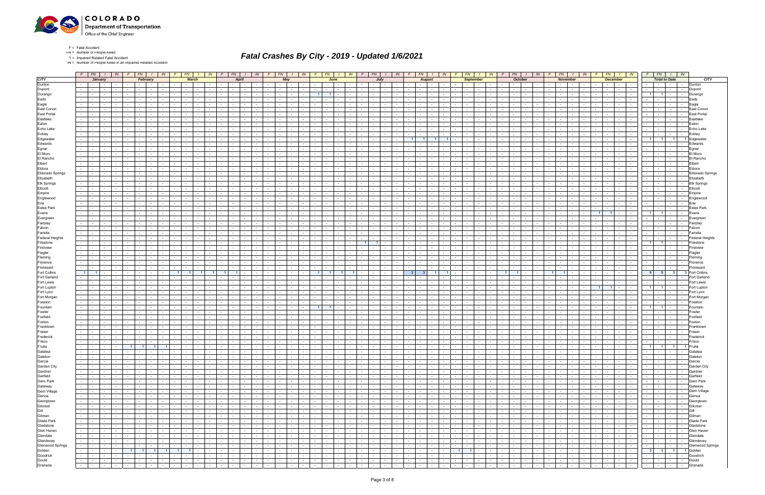# Fatal Crashes By City - 2019 - Updated 1/6/2021

F = Fatal Accident
FN = Number of People Killed
*I = Impaired Related Fatal Accident
*IN = Number of People Killed in an Impaired Related Accident

| | F | FN | I | IN | F | FN | I | IN | F | FN | I | IN | F | FN | I | IN | F | FN | I | IN | F | FN | I | IN | F | FN | I | IN | F | FN | I | IN | F | FN | I | IN | F | FN | I | IN | F | FN | I | IN | F | FN | I | IN | F | FN | I | IN | |
|---|---|---|---|---|---|---|---|---|---|---|---|---|---|---|---|---|---|---|---|---|---|---|---|---|---|---|---|---|---|---|---|---|---|---|---|---|---|---|---|---|---|---|---|---|---|---|---|---|---|---|---|---|---|
| **CITY** | **January** | | | | **February** | | | | **March** | | | | **April** | | | | **May** | | | | **June** | | | | **July** | | | | **August** | | | | **September** | | | | **October** | | | | **November** | | | | **December** | | | | **Total to Date** | | | | **CITY** |
| Dunton | - | - | - | - | - | - | - | - | - | - | - | - | - | - | - | - | - | - | - | - | - | - | - | - | - | - | - | - | - | - | - | - | - | - | - | - | - | - | - | - | - | - | - | - | - | - | - | - | - | - | - | - | Dunton |
| Dupont | - | - | - | - | - | - | - | - | - | - | - | - | - | - | - | - | - | - | - | - | - | - | - | - | - | - | - | - | - | - | - | - | - | - | - | - | - | - | - | - | - | - | - | - | - | - | - | - | - | - | - | - | Dupont |
| Durango | - | - | - | - | - | - | - | - | - | - | - | - | - | - | - | - | - | - | - | - | 1 | 1 | - | - | - | - | - | - | - | - | - | - | - | - | - | - | - | - | - | - | - | - | - | - | - | - | - | - | 1 | 1 | - | - | Durango |
| Eads | - | - | - | - | - | - | - | - | - | - | - | - | - | - | - | - | - | - | - | - | - | - | - | - | - | - | - | - | - | - | - | - | - | - | - | - | - | - | - | - | - | - | - | - | - | - | - | - | - | - | - | - | Eads |
| Eagle | - | - | - | - | - | - | - | - | - | - | - | - | - | - | - | - | - | - | - | - | - | - | - | - | - | - | - | - | - | - | - | - | - | - | - | - | - | - | - | - | - | - | - | - | - | - | - | - | - | - | - | - | Eagle |
| East Conon | - | - | - | - | - | - | - | - | - | - | - | - | - | - | - | - | - | - | - | - | - | - | - | - | - | - | - | - | - | - | - | - | - | - | - | - | - | - | - | - | - | - | - | - | - | - | - | - | - | - | - | - | East Conon |
| East Portal | - | - | - | - | - | - | - | - | - | - | - | - | - | - | - | - | - | - | - | - | - | - | - | - | - | - | - | - | - | - | - | - | - | - | - | - | - | - | - | - | - | - | - | - | - | - | - | - | - | - | - | - | East Portal |
| Eastlake | - | - | - | - | - | - | - | - | - | - | - | - | - | - | - | - | - | - | - | - | - | - | - | - | - | - | - | - | - | - | - | - | - | - | - | - | - | - | - | - | - | - | - | - | - | - | - | - | - | - | - | - | Eastlake |
| Eaton | - | - | - | - | - | - | - | - | - | - | - | - | - | - | - | - | - | - | - | - | - | - | - | - | - | - | - | - | - | - | - | - | - | - | - | - | - | - | - | - | - | - | - | - | - | - | - | - | - | - | - | - | Eaton |
| Echo Lake | - | - | - | - | - | - | - | - | - | - | - | - | - | - | - | - | - | - | - | - | - | - | - | - | - | - | - | - | - | - | - | - | - | - | - | - | - | - | - | - | - | - | - | - | - | - | - | - | - | - | - | - | Echo Lake |
| Eckley | - | - | - | - | - | - | - | - | - | - | - | - | - | - | - | - | - | - | - | - | - | - | - | - | - | - | - | - | - | - | - | - | - | - | - | - | - | - | - | - | - | - | - | - | - | - | - | - | - | - | - | - | Eckley |
| Edgewater | - | - | - | - | - | - | - | - | - | - | - | - | - | - | - | - | - | - | - | - | - | - | - | - | - | - | - | - | 1 | 1 | 1 | 1 | - | - | - | - | - | - | - | - | - | - | - | - | - | - | - | - | 1 | 1 | 1 | 1 | Edgewater |
| Edwards | - | - | - | - | - | - | - | - | - | - | - | - | - | - | - | - | - | - | - | - | - | - | - | - | - | - | - | - | - | - | - | - | - | - | - | - | - | - | - | - | - | - | - | - | - | - | - | - | - | - | - | - | Edwards |
| Egnar | - | - | - | - | - | - | - | - | - | - | - | - | - | - | - | - | - | - | - | - | - | - | - | - | - | - | - | - | - | - | - | - | - | - | - | - | - | - | - | - | - | - | - | - | - | - | - | - | - | - | - | - | Egnar |
| El Moro | - | - | - | - | - | - | - | - | - | - | - | - | - | - | - | - | - | - | - | - | - | - | - | - | - | - | - | - | - | - | - | - | - | - | - | - | - | - | - | - | - | - | - | - | - | - | - | - | - | - | - | - | El Moro |
| El Rancho | - | - | - | - | - | - | - | - | - | - | - | - | - | - | - | - | - | - | - | - | - | - | - | - | - | - | - | - | - | - | - | - | - | - | - | - | - | - | - | - | - | - | - | - | - | - | - | - | - | - | - | - | El Rancho |
| Elbert | - | - | - | - | - | - | - | - | - | - | - | - | - | - | - | - | - | - | - | - | - | - | - | - | - | - | - | - | - | - | - | - | - | - | - | - | - | - | - | - | - | - | - | - | - | - | - | - | - | - | - | - | Elbert |
| Eldora | - | - | - | - | - | - | - | - | - | - | - | - | - | - | - | - | - | - | - | - | - | - | - | - | - | - | - | - | - | - | - | - | - | - | - | - | - | - | - | - | - | - | - | - | - | - | - | - | - | - | - | - | Eldora |
| Eldorado Springs | - | - | - | - | - | - | - | - | - | - | - | - | - | - | - | - | - | - | - | - | - | - | - | - | - | - | - | - | - | - | - | - | - | - | - | - | - | - | - | - | - | - | - | - | - | - | - | - | - | - | - | - | Eldorado Springs |
| Elizabeth | - | - | - | - | - | - | - | - | - | - | - | - | - | - | - | - | - | - | - | - | - | - | - | - | - | - | - | - | - | - | - | - | - | - | - | - | - | - | - | - | - | - | - | - | - | - | - | - | - | - | - | - | Elizabeth |
| Elk Springs | - | - | - | - | - | - | - | - | - | - | - | - | - | - | - | - | - | - | - | - | - | - | - | - | - | - | - | - | - | - | - | - | - | - | - | - | - | - | - | - | - | - | - | - | - | - | - | - | - | - | - | - | Elk Springs |
| Ellicott | - | - | - | - | - | - | - | - | - | - | - | - | - | - | - | - | - | - | - | - | - | - | - | - | - | - | - | - | - | - | - | - | - | - | - | - | - | - | - | - | - | - | - | - | - | - | - | - | - | - | - | - | Ellicott |
| Empire | - | - | - | - | - | - | - | - | - | - | - | - | - | - | - | - | - | - | - | - | - | - | - | - | - | - | - | - | - | - | - | - | - | - | - | - | - | - | - | - | - | - | - | - | - | - | - | - | - | - | - | - | Empire |
| Englewood | - | - | - | - | - | - | - | - | - | - | - | - | - | - | - | - | - | - | - | - | - | - | - | - | - | - | - | - | - | - | - | - | - | - | - | - | - | - | - | - | - | - | - | - | - | - | - | - | - | - | - | - | Englewood |
| Erie | - | - | - | - | - | - | - | - | - | - | - | - | - | - | - | - | - | - | - | - | - | - | - | - | - | - | - | - | - | - | - | - | - | - | - | - | - | - | - | - | - | - | - | - | - | - | - | - | - | - | - | - | Erie |
| Estes Park | - | - | - | - | - | - | - | - | - | - | - | - | - | - | - | - | - | - | - | - | - | - | - | - | - | - | - | - | - | - | - | - | - | - | - | - | - | - | - | - | - | - | - | - | - | - | - | - | - | - | - | - | Estes Park |
| Evans | - | - | - | - | - | - | - | - | - | - | - | - | - | - | - | - | - | - | - | - | - | - | - | - | - | - | - | - | - | - | - | - | - | - | - | - | - | - | - | - | - | - | - | - | 1 | 1 | - | - | 1 | 1 | - | - | Evans |
| Evergreen | - | - | - | - | - | - | - | - | - | - | - | - | - | - | - | - | - | - | - | - | - | - | - | - | - | - | - | - | - | - | - | - | - | - | - | - | - | - | - | - | - | - | - | - | - | - | - | - | - | - | - | - | Evergreen |
| Fairplay | - | - | - | - | - | - | - | - | - | - | - | - | - | - | - | - | - | - | - | - | - | - | - | - | - | - | - | - | - | - | - | - | - | - | - | - | - | - | - | - | - | - | - | - | - | - | - | - | - | - | - | - | Fairplay |
| Falcon | - | - | - | - | - | - | - | - | - | - | - | - | - | - | - | - | - | - | - | - | - | - | - | - | - | - | - | - | - | - | - | - | - | - | - | - | - | - | - | - | - | - | - | - | - | - | - | - | - | - | - | - | Falcon |
| Farisita | - | - | - | - | - | - | - | - | - | - | - | - | - | - | - | - | - | - | - | - | - | - | - | - | - | - | - | - | - | - | - | - | - | - | - | - | - | - | - | - | - | - | - | - | - | - | - | - | - | - | - | - | Farisita |
| Federal Heights | - | - | - | - | - | - | - | - | - | - | - | - | - | - | - | - | - | - | - | - | - | - | - | - | - | - | - | - | - | - | - | - | - | - | - | - | - | - | - | - | - | - | - | - | - | - | - | - | - | - | - | - | Federal Heights |
| Firestone | - | - | - | - | - | - | - | - | - | - | - | - | - | - | - | - | - | - | - | - | - | - | - | - | 1 | 1 | - | - | - | - | - | - | - | - | - | - | - | - | - | - | - | - | - | - | - | - | - | - | 1 | 1 | - | - | Firestone |
| Firstview | - | - | - | - | - | - | - | - | - | - | - | - | - | - | - | - | - | - | - | - | - | - | - | - | - | - | - | - | - | - | - | - | - | - | - | - | - | - | - | - | - | - | - | - | - | - | - | - | - | - | - | - | Firstview |
| Flagler | - | - | - | - | - | - | - | - | - | - | - | - | - | - | - | - | - | - | - | - | - | - | - | - | - | - | - | - | - | - | - | - | - | - | - | - | - | - | - | - | - | - | - | - | - | - | - | - | - | - | - | - | Flagler |
| Fleming | - | - | - | - | - | - | - | - | - | - | - | - | - | - | - | - | - | - | - | - | - | - | - | - | - | - | - | - | - | - | - | - | - | - | - | - | - | - | - | - | - | - | - | - | - | - | - | - | - | - | - | - | Fleming |
| Florence | - | - | - | - | - | - | - | - | - | - | - | - | - | - | - | - | - | - | - | - | - | - | - | - | - | - | - | - | - | - | - | - | - | - | - | - | - | - | - | - | - | - | - | - | - | - | - | - | - | - | - | - | Florence |
| Florissant | - | - | - | - | - | - | - | - | - | - | - | - | - | - | - | - | - | - | - | - | - | - | - | - | - | - | - | - | - | - | - | - | - | - | - | - | - | - | - | - | - | - | - | - | - | - | - | - | - | - | - | - | Florissant |
| Fort Collins | 1 | 1 | - | - | - | - | - | - | 1 | 1 | 1 | 1 | 1 | 1 | - | - | - | - | - | - | 1 | 1 | 1 | 1 | - | - | - | - | 3 | 3 | 1 | 1 | - | - | - | - | 1 | 1 | - | - | 1 | 1 | - | - | - | - | - | - | 9 | 9 | 3 | 3 | Fort Collins |
| Fort Garland | - | - | - | - | - | - | - | - | - | - | - | - | - | - | - | - | - | - | - | - | - | - | - | - | - | - | - | - | - | - | - | - | - | - | - | - | - | - | - | - | - | - | - | - | - | - | - | - | - | - | - | - | Fort Garland |
| Fort Lewis | - | - | - | - | - | - | - | - | - | - | - | - | - | - | - | - | - | - | - | - | - | - | - | - | - | - | - | - | - | - | - | - | - | - | - | - | - | - | - | - | - | - | - | - | - | - | - | - | - | - | - | - | Fort Lewis |
| Fort Lupton | - | - | - | - | - | - | - | - | - | - | - | - | - | - | - | - | - | - | - | - | - | - | - | - | - | - | - | - | - | - | - | - | - | - | - | - | - | - | - | - | - | - | - | - | 1 | 1 | - | - | 1 | 1 | - | - | Fort Lupton |
| Fort Lyon | - | - | - | - | - | - | - | - | - | - | - | - | - | - | - | - | - | - | - | - | - | - | - | - | - | - | - | - | - | - | - | - | - | - | - | - | - | - | - | - | - | - | - | - | - | - | - | - | - | - | - | - | Fort Lyon |
| Fort Morgan | - | - | - | - | - | - | - | - | - | - | - | - | - | - | - | - | - | - | - | - | - | - | - | - | - | - | - | - | - | - | - | - | - | - | - | - | - | - | - | - | - | - | - | - | - | - | - | - | - | - | - | - | Fort Morgan |
| Fosston | - | - | - | - | - | - | - | - | - | - | - | - | - | - | - | - | - | - | - | - | - | - | - | - | - | - | - | - | - | - | - | - | - | - | - | - | - | - | - | - | - | - | - | - | - | - | - | - | - | - | - | - | Fosston |
| Fountain | - | - | - | - | - | - | - | - | - | - | - | - | - | - | - | - | - | - | - | - | 1 | 1 | - | - | - | - | - | - | - | - | - | - | - | - | - | - | - | - | - | - | - | - | - | - | - | - | - | - | 1 | 1 | - | - | Fountain |
| Fowler | - | - | - | - | - | - | - | - | - | - | - | - | - | - | - | - | - | - | - | - | - | - | - | - | - | - | - | - | - | - | - | - | - | - | - | - | - | - | - | - | - | - | - | - | - | - | - | - | - | - | - | - | Fowler |
| Foxfield | - | - | - | - | - | - | - | - | - | - | - | - | - | - | - | - | - | - | - | - | - | - | - | - | - | - | - | - | - | - | - | - | - | - | - | - | - | - | - | - | - | - | - | - | - | - | - | - | - | - | - | - | Foxfield |
| Foxton | - | - | - | - | - | - | - | - | - | - | - | - | - | - | - | - | - | - | - | - | - | - | - | - | - | - | - | - | - | - | - | - | - | - | - | - | - | - | - | - | - | - | - | - | - | - | - | - | - | - | - | - | Foxton |
| Franktown | - | - | - | - | - | - | - | - | - | - | - | - | - | - | - | - | - | - | - | - | - | - | - | - | - | - | - | - | - | - | - | - | - | - | - | - | - | - | - | - | - | - | - | - | - | - | - | - | - | - | - | - | Franktown |
| Fraser | - | - | - | - | - | - | - | - | - | - | - | - | - | - | - | - | - | - | - | - | - | - | - | - | - | - | - | - | - | - | - | - | - | - | - | - | - | - | - | - | - | - | - | - | - | - | - | - | - | - | - | - | Fraser |
| Frederick | - | - | - | - | - | - | - | - | - | - | - | - | - | - | - | - | - | - | - | - | - | - | - | - | - | - | - | - | - | - | - | - | - | - | - | - | - | - | - | - | - | - | - | - | - | - | - | - | - | - | - | - | Frederick |
| Frisco | - | - | - | - | - | - | - | - | - | - | - | - | - | - | - | - | - | - | - | - | - | - | - | - | - | - | - | - | - | - | - | - | - | - | - | - | - | - | - | - | - | - | - | - | - | - | - | - | - | - | - | - | Frisco |
| Fruita | - | - | - | - | 1 | 1 | 1 | 1 | - | - | - | - | - | - | - | - | - | - | - | - | - | - | - | - | - | - | - | - | - | - | - | - | - | - | - | - | - | - | - | - | - | - | - | - | - | - | - | - | 1 | 1 | 1 | 1 | Fruita |
| Galatea | - | - | - | - | - | - | - | - | - | - | - | - | - | - | - | - | - | - | - | - | - | - | - | - | - | - | - | - | - | - | - | - | - | - | - | - | - | - | - | - | - | - | - | - | - | - | - | - | - | - | - | - | Galatea |
| Galeton | - | - | - | - | - | - | - | - | - | - | - | - | - | - | - | - | - | - | - | - | - | - | - | - | - | - | - | - | - | - | - | - | - | - | - | - | - | - | - | - | - | - | - | - | - | - | - | - | - | - | - | - | Galeton |
| Garcia | - | - | - | - | - | - | - | - | - | - | - | - | - | - | - | - | - | - | - | - | - | - | - | - | - | - | - | - | - | - | - | - | - | - | - | - | - | - | - | - | - | - | - | - | - | - | - | - | - | - | - | - | Garcia |
| Garden City | - | - | - | - | - | - | - | - | - | - | - | - | - | - | - | - | - | - | - | - | - | - | - | - | - | - | - | - | - | - | - | - | - | - | - | - | - | - | - | - | - | - | - | - | - | - | - | - | - | - | - | - | Garden City |
| Gardner | - | - | - | - | - | - | - | - | - | - | - | - | - | - | - | - | - | - | - | - | - | - | - | - | - | - | - | - | - | - | - | - | - | - | - | - | - | - | - | - | - | - | - | - | - | - | - | - | - | - | - | - | Gardner |
| Garfield | - | - | - | - | - | - | - | - | - | - | - | - | - | - | - | - | - | - | - | - | - | - | - | - | - | - | - | - | - | - | - | - | - | - | - | - | - | - | - | - | - | - | - | - | - | - | - | - | - | - | - | - | Garfield |
| Garo Park | - | - | - | - | - | - | - | - | - | - | - | - | - | - | - | - | - | - | - | - | - | - | - | - | - | - | - | - | - | - | - | - | - | - | - | - | - | - | - | - | - | - | - | - | - | - | - | - | - | - | - | - | Garo Park |
| Gateway | - | - | - | - | - | - | - | - | - | - | - | - | - | - | - | - | - | - | - | - | - | - | - | - | - | - | - | - | - | - | - | - | - | - | - | - | - | - | - | - | - | - | - | - | - | - | - | - | - | - | - | - | Gateway |
| Gem Village | - | - | - | - | - | - | - | - | - | - | - | - | - | - | - | - | - | - | - | - | - | - | - | - | - | - | - | - | - | - | - | - | - | - | - | - | - | - | - | - | - | - | - | - | - | - | - | - | - | - | - | - | Gem Village |
| Genoa | - | - | - | - | - | - | - | - | - | - | - | - | - | - | - | - | - | - | - | - | - | - | - | - | - | - | - | - | - | - | - | - | - | - | - | - | - | - | - | - | - | - | - | - | - | - | - | - | - | - | - | - | Genoa |
| Georgtown | - | - | - | - | - | - | - | - | - | - | - | - | - | - | - | - | - | - | - | - | - | - | - | - | - | - | - | - | - | - | - | - | - | - | - | - | - | - | - | - | - | - | - | - | - | - | - | - | - | - | - | - | Georgtown |
| Gilcrest | - | - | - | - | - | - | - | - | - | - | - | - | - | - | - | - | - | - | - | - | - | - | - | - | - | - | - | - | - | - | - | - | - | - | - | - | - | - | - | - | - | - | - | - | - | - | - | - | - | - | - | - | Gilcrest |
| Gill | - | - | - | - | - | - | - | - | - | - | - | - | - | - | - | - | - | - | - | - | - | - | - | - | - | - | - | - | - | - | - | - | - | - | - | - | - | - | - | - | - | - | - | - | - | - | - | - | - | - | - | - | Gill |
| Gilman | - | - | - | - | - | - | - | - | - | - | - | - | - | - | - | - | - | - | - | - | - | - | - | - | - | - | - | - | - | - | - | - | - | - | - | - | - | - | - | - | - | - | - | - | - | - | - | - | - | - | - | - | Gilman |
| Glade Park | - | - | - | - | - | - | - | - | - | - | - | - | - | - | - | - | - | - | - | - | - | - | - | - | - | - | - | - | - | - | - | - | - | - | - | - | - | - | - | - | - | - | - | - | - | - | - | - | - | - | - | - | Glade Park |
| Gladstone | - | - | - | - | - | - | - | - | - | - | - | - | - | - | - | - | - | - | - | - | - | - | - | - | - | - | - | - | - | - | - | - | - | - | - | - | - | - | - | - | - | - | - | - | - | - | - | - | - | - | - | - | Gladstone |
| Glen Haven | - | - | - | - | - | - | - | - | - | - | - | - | - | - | - | - | - | - | - | - | - | - | - | - | - | - | - | - | - | - | - | - | - | - | - | - | - | - | - | - | - | - | - | - | - | - | - | - | - | - | - | - | Glen Haven |
| Glendale | - | - | - | - | - | - | - | - | - | - | - | - | - | - | - | - | - | - | - | - | - | - | - | - | - | - | - | - | - | - | - | - | - | - | - | - | - | - | - | - | - | - | - | - | - | - | - | - | - | - | - | - | Glendale |
| Glendevey | - | - | - | - | - | - | - | - | - | - | - | - | - | - | - | - | - | - | - | - | - | - | - | - | - | - | - | - | - | - | - | - | - | - | - | - | - | - | - | - | - | - | - | - | - | - | - | - | - | - | - | - | Glendevey |
| Glenwood Springs | - | - | - | - | - | - | - | - | - | - | - | - | - | - | - | - | - | - | - | - | - | - | - | - | - | - | - | - | - | - | - | - | - | - | - | - | - | - | - | - | - | - | - | - | - | - | - | - | - | - | - | - | Glenwood Springs |
| Golden | - | - | - | - | 1 | 1 | 1 | 1 | 1 | 1 | - | - | - | - | - | - | - | - | - | - | - | - | - | - | - | - | - | - | - | - | - | - | 1 | 1 | - | - | - | - | - | - | - | - | - | - | - | - | - | - | 3 | 3 | 1 | 1 | Golden |
| Goodrich | - | - | - | - | - | - | - | - | - | - | - | - | - | - | - | - | - | - | - | - | - | - | - | - | - | - | - | - | - | - | - | - | - | - | - | - | - | - | - | - | - | - | - | - | - | - | - | - | - | - | - | - | Goodrich |
| Gould | - | - | - | - | - | - | - | - | - | - | - | - | - | - | - | - | - | - | - | - | - | - | - | - | - | - | - | - | - | - | - | - | - | - | - | - | - | - | - | - | - | - | - | - | - | - | - | - | - | - | - | - | Gould |
| Granada | - | - | - | - | - | - | - | - | - | - | - | - | - | - | - | - | - | - | - | - | - | - | - | - | - | - | - | - | - | - | - | - | - | - | - | - | - | - | - | - | - | - | - | - | - | - | - | - | - | - | - | - | Granada |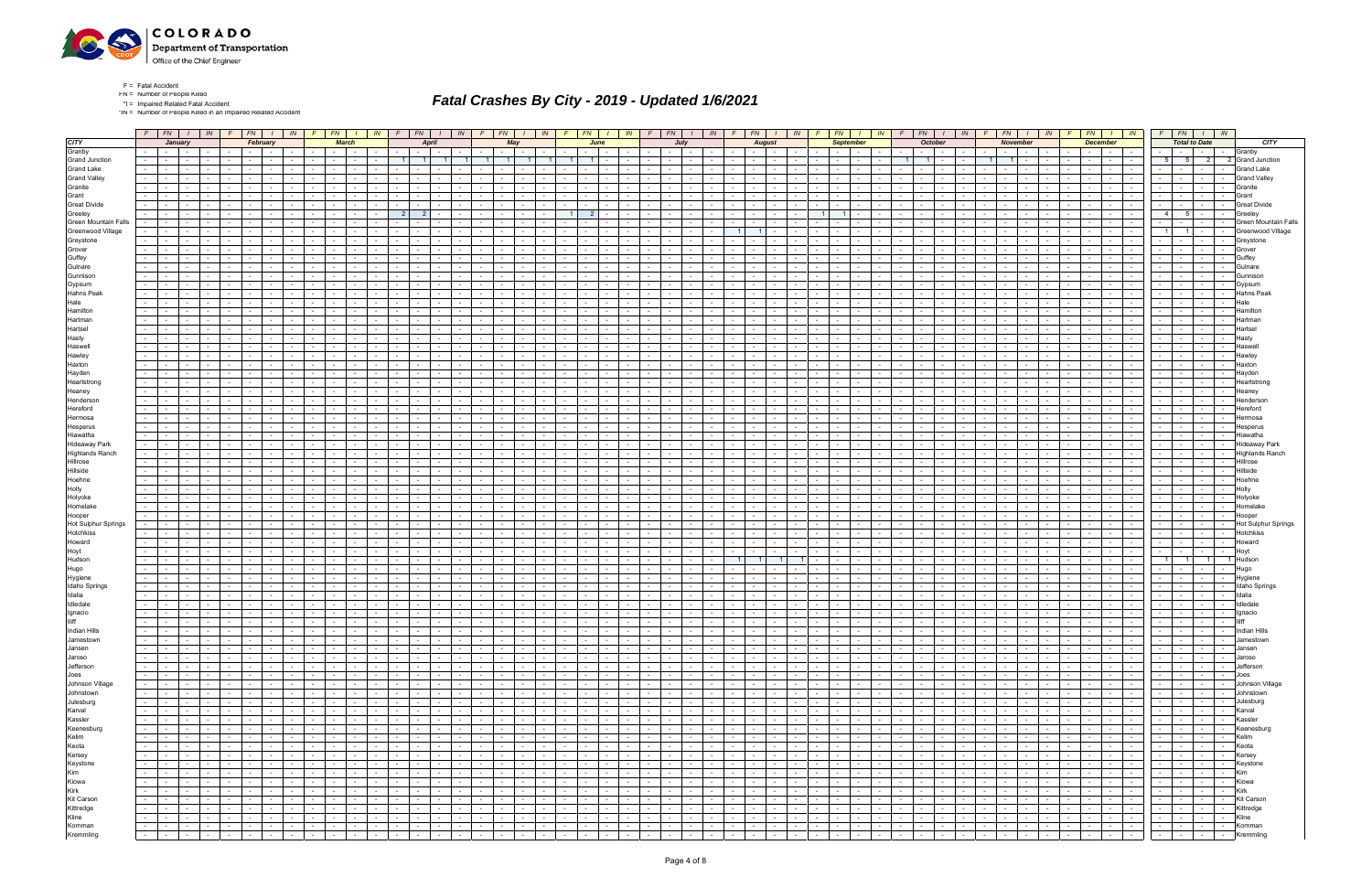F = Fatal Accident
FN = Number of People Killed
*I = Impaired Related Fatal Accident
*IN = Number of People Killed in an Impaired Related Accident

# Fatal Crashes By City - 2019 - Updated 1/6/2021

| CITY | January | | | | February | | | | March | | | | April | | | | May | | | | June | | | | July | | | | August | | | | September | | | | October | | | | November | | | | December | | | | Total to Date | | | | CITY |
|---|---|---|---|---|---|---|---|---|---|---|---|---|---|---|---|---|---|---|---|---|---|---|---|---|---|---|---|---|---|---|---|---|---|---|---|---|---|---|---|---|---|---|---|---|---|---|---|---|---|---|---|---|---|
| | F | FN | I | IN | F | FN | I | IN | F | FN | I | IN | F | FN | I | IN | F | FN | I | IN | F | FN | I | IN | F | FN | I | IN | F | FN | I | IN | F | FN | I | IN | F | FN | I | IN | F | FN | I | IN | F | FN | I | IN | F | FN | I | IN | |
| Granby | - | - | - | - | - | - | - | - | - | - | - | - | - | - | - | - | - | - | - | - | - | - | - | - | - | - | - | - | - | - | - | - | - | - | - | - | - | - | - | - | - | - | - | - | - | - | - | - | - | - | - | - | Granby |
| Grand Junction | - | - | - | - | - | - | - | - | - | - | - | - | 1 | 1 | 1 | 1 | 1 | 1 | 1 | 1 | 1 | 1 | - | - | - | - | - | - | - | - | - | - | - | - | - | - | 1 | 1 | - | - | 1 | 1 | - | - | - | - | - | - | 5 | 5 | 2 | 2 | Grand Junction |
| Grand Lake | - | - | - | - | - | - | - | - | - | - | - | - | - | - | - | - | - | - | - | - | - | - | - | - | - | - | - | - | - | - | - | - | - | - | - | - | - | - | - | - | - | - | - | - | - | - | - | - | - | - | - | - | Grand Lake |
| Grand Valley | - | - | - | - | - | - | - | - | - | - | - | - | - | - | - | - | - | - | - | - | - | - | - | - | - | - | - | - | - | - | - | - | - | - | - | - | - | - | - | - | - | - | - | - | - | - | - | - | - | - | - | - | Grand Valley |
| Granite | - | - | - | - | - | - | - | - | - | - | - | - | - | - | - | - | - | - | - | - | - | - | - | - | - | - | - | - | - | - | - | - | - | - | - | - | - | - | - | - | - | - | - | - | - | - | - | - | - | - | - | - | Granite |
| Grant | - | - | - | - | - | - | - | - | - | - | - | - | - | - | - | - | - | - | - | - | - | - | - | - | - | - | - | - | - | - | - | - | - | - | - | - | - | - | - | - | - | - | - | - | - | - | - | - | - | - | - | - | Grant |
| Great Divide | - | - | - | - | - | - | - | - | - | - | - | - | - | - | - | - | - | - | - | - | - | - | - | - | - | - | - | - | - | - | - | - | - | - | - | - | - | - | - | - | - | - | - | - | - | - | - | - | - | - | - | - | Great Divide |
| Greeley | - | - | - | - | - | - | - | - | - | - | - | - | 2 | 2 | - | - | - | - | - | - | 1 | 2 | - | - | - | - | - | - | - | - | - | - | 1 | 1 | - | - | - | - | - | - | - | - | - | - | - | - | - | - | 4 | 5 | - | - | Greeley |
| Green Mountain Falls | - | - | - | - | - | - | - | - | - | - | - | - | - | - | - | - | - | - | - | - | - | - | - | - | - | - | - | - | - | - | - | - | - | - | - | - | - | - | - | - | - | - | - | - | - | - | - | - | - | - | - | - | Green Mountain Falls |
| Greenwood Village | - | - | - | - | - | - | - | - | - | - | - | - | - | - | - | - | - | - | - | - | - | - | - | - | - | - | - | - | 1 | 1 | - | - | - | - | - | - | - | - | - | - | - | - | - | - | - | - | - | - | 1 | 1 | - | - | Greenwood Village |
| Greystone | - | - | - | - | - | - | - | - | - | - | - | - | - | - | - | - | - | - | - | - | - | - | - | - | - | - | - | - | - | - | - | - | - | - | - | - | - | - | - | - | - | - | - | - | - | - | - | - | - | - | - | - | Greystone |
| Grover | - | - | - | - | - | - | - | - | - | - | - | - | - | - | - | - | - | - | - | - | - | - | - | - | - | - | - | - | - | - | - | - | - | - | - | - | - | - | - | - | - | - | - | - | - | - | - | - | - | - | - | - | Grover |
| Guffey | - | - | - | - | - | - | - | - | - | - | - | - | - | - | - | - | - | - | - | - | - | - | - | - | - | - | - | - | - | - | - | - | - | - | - | - | - | - | - | - | - | - | - | - | - | - | - | - | - | - | - | - | Guffey |
| Gulnare | - | - | - | - | - | - | - | - | - | - | - | - | - | - | - | - | - | - | - | - | - | - | - | - | - | - | - | - | - | - | - | - | - | - | - | - | - | - | - | - | - | - | - | - | - | - | - | - | - | - | - | - | Gulnare |
| Gunnison | - | - | - | - | - | - | - | - | - | - | - | - | - | - | - | - | - | - | - | - | - | - | - | - | - | - | - | - | - | - | - | - | - | - | - | - | - | - | - | - | - | - | - | - | - | - | - | - | - | - | - | - | Gunnison |
| Gypsum | - | - | - | - | - | - | - | - | - | - | - | - | - | - | - | - | - | - | - | - | - | - | - | - | - | - | - | - | - | - | - | - | - | - | - | - | - | - | - | - | - | - | - | - | - | - | - | - | - | - | - | - | Gypsum |
| Hahns Peak | - | - | - | - | - | - | - | - | - | - | - | - | - | - | - | - | - | - | - | - | - | - | - | - | - | - | - | - | - | - | - | - | - | - | - | - | - | - | - | - | - | - | - | - | - | - | - | - | - | - | - | - | Hahns Peak |
| Hale | - | - | - | - | - | - | - | - | - | - | - | - | - | - | - | - | - | - | - | - | - | - | - | - | - | - | - | - | - | - | - | - | - | - | - | - | - | - | - | - | - | - | - | - | - | - | - | - | - | - | - | - | Hale |
| Hamilton | - | - | - | - | - | - | - | - | - | - | - | - | - | - | - | - | - | - | - | - | - | - | - | - | - | - | - | - | - | - | - | - | - | - | - | - | - | - | - | - | - | - | - | - | - | - | - | - | - | - | - | - | Hamilton |
| Hartman | - | - | - | - | - | - | - | - | - | - | - | - | - | - | - | - | - | - | - | - | - | - | - | - | - | - | - | - | - | - | - | - | - | - | - | - | - | - | - | - | - | - | - | - | - | - | - | - | - | - | - | - | Hartman |
| Hartsel | - | - | - | - | - | - | - | - | - | - | - | - | - | - | - | - | - | - | - | - | - | - | - | - | - | - | - | - | - | - | - | - | - | - | - | - | - | - | - | - | - | - | - | - | - | - | - | - | - | - | - | - | Hartsel |
| Hasty | - | - | - | - | - | - | - | - | - | - | - | - | - | - | - | - | - | - | - | - | - | - | - | - | - | - | - | - | - | - | - | - | - | - | - | - | - | - | - | - | - | - | - | - | - | - | - | - | - | - | - | - | Hasty |
| Haswell | - | - | - | - | - | - | - | - | - | - | - | - | - | - | - | - | - | - | - | - | - | - | - | - | - | - | - | - | - | - | - | - | - | - | - | - | - | - | - | - | - | - | - | - | - | - | - | - | - | - | - | - | Haswell |
| Hawley | - | - | - | - | - | - | - | - | - | - | - | - | - | - | - | - | - | - | - | - | - | - | - | - | - | - | - | - | - | - | - | - | - | - | - | - | - | - | - | - | - | - | - | - | - | - | - | - | - | - | - | - | Hawley |
| Haxton | - | - | - | - | - | - | - | - | - | - | - | - | - | - | - | - | - | - | - | - | - | - | - | - | - | - | - | - | - | - | - | - | - | - | - | - | - | - | - | - | - | - | - | - | - | - | - | - | - | - | - | - | Haxton |
| Hayden | - | - | - | - | - | - | - | - | - | - | - | - | - | - | - | - | - | - | - | - | - | - | - | - | - | - | - | - | - | - | - | - | - | - | - | - | - | - | - | - | - | - | - | - | - | - | - | - | - | - | - | - | Hayden |
| Heartstrong | - | - | - | - | - | - | - | - | - | - | - | - | - | - | - | - | - | - | - | - | - | - | - | - | - | - | - | - | - | - | - | - | - | - | - | - | - | - | - | - | - | - | - | - | - | - | - | - | - | - | - | - | Heartstrong |
| Heaney | - | - | - | - | - | - | - | - | - | - | - | - | - | - | - | - | - | - | - | - | - | - | - | - | - | - | - | - | - | - | - | - | - | - | - | - | - | - | - | - | - | - | - | - | - | - | - | - | - | - | - | - | Heaney |
| Henderson | - | - | - | - | - | - | - | - | - | - | - | - | - | - | - | - | - | - | - | - | - | - | - | - | - | - | - | - | - | - | - | - | - | - | - | - | - | - | - | - | - | - | - | - | - | - | - | - | - | - | - | - | Henderson |
| Hereford | - | - | - | - | - | - | - | - | - | - | - | - | - | - | - | - | - | - | - | - | - | - | - | - | - | - | - | - | - | - | - | - | - | - | - | - | - | - | - | - | - | - | - | - | - | - | - | - | - | - | - | - | Hereford |
| Hermosa | - | - | - | - | - | - | - | - | - | - | - | - | - | - | - | - | - | - | - | - | - | - | - | - | - | - | - | - | - | - | - | - | - | - | - | - | - | - | - | - | - | - | - | - | - | - | - | - | - | - | - | - | Hermosa |
| Hesperus | - | - | - | - | - | - | - | - | - | - | - | - | - | - | - | - | - | - | - | - | - | - | - | - | - | - | - | - | - | - | - | - | - | - | - | - | - | - | - | - | - | - | - | - | - | - | - | - | - | - | - | - | Hesperus |
| Hiawatha | - | - | - | - | - | - | - | - | - | - | - | - | - | - | - | - | - | - | - | - | - | - | - | - | - | - | - | - | - | - | - | - | - | - | - | - | - | - | - | - | - | - | - | - | - | - | - | - | - | - | - | - | Hiawatha |
| Hideaway Park | - | - | - | - | - | - | - | - | - | - | - | - | - | - | - | - | - | - | - | - | - | - | - | - | - | - | - | - | - | - | - | - | - | - | - | - | - | - | - | - | - | - | - | - | - | - | - | - | - | - | - | - | Hideaway Park |
| Highlands Ranch | - | - | - | - | - | - | - | - | - | - | - | - | - | - | - | - | - | - | - | - | - | - | - | - | - | - | - | - | - | - | - | - | - | - | - | - | - | - | - | - | - | - | - | - | - | - | - | - | - | - | - | - | Highlands Ranch |
| Hillrose | - | - | - | - | - | - | - | - | - | - | - | - | - | - | - | - | - | - | - | - | - | - | - | - | - | - | - | - | - | - | - | - | - | - | - | - | - | - | - | - | - | - | - | - | - | - | - | - | - | - | - | - | Hillrose |
| Hillside | - | - | - | - | - | - | - | - | - | - | - | - | - | - | - | - | - | - | - | - | - | - | - | - | - | - | - | - | - | - | - | - | - | - | - | - | - | - | - | - | - | - | - | - | - | - | - | - | - | - | - | - | Hillside |
| Hoehne | - | - | - | - | - | - | - | - | - | - | - | - | - | - | - | - | - | - | - | - | - | - | - | - | - | - | - | - | - | - | - | - | - | - | - | - | - | - | - | - | - | - | - | - | - | - | - | - | - | - | - | - | Hoehne |
| Holly | - | - | - | - | - | - | - | - | - | - | - | - | - | - | - | - | - | - | - | - | - | - | - | - | - | - | - | - | - | - | - | - | - | - | - | - | - | - | - | - | - | - | - | - | - | - | - | - | - | - | - | - | Holly |
| Holyoke | - | - | - | - | - | - | - | - | - | - | - | - | - | - | - | - | - | - | - | - | - | - | - | - | - | - | - | - | - | - | - | - | - | - | - | - | - | - | - | - | - | - | - | - | - | - | - | - | - | - | - | - | Holyoke |
| Homelake | - | - | - | - | - | - | - | - | - | - | - | - | - | - | - | - | - | - | - | - | - | - | - | - | - | - | - | - | - | - | - | - | - | - | - | - | - | - | - | - | - | - | - | - | - | - | - | - | - | - | - | - | Homelake |
| Hooper | - | - | - | - | - | - | - | - | - | - | - | - | - | - | - | - | - | - | - | - | - | - | - | - | - | - | - | - | - | - | - | - | - | - | - | - | - | - | - | - | - | - | - | - | - | - | - | - | - | - | - | - | Hooper |
| Hot Sulphur Springs | - | - | - | - | - | - | - | - | - | - | - | - | - | - | - | - | - | - | - | - | - | - | - | - | - | - | - | - | - | - | - | - | - | - | - | - | - | - | - | - | - | - | - | - | - | - | - | - | - | - | - | - | Hot Sulphur Springs |
| Hotchkiss | - | - | - | - | - | - | - | - | - | - | - | - | - | - | - | - | - | - | - | - | - | - | - | - | - | - | - | - | - | - | - | - | - | - | - | - | - | - | - | - | - | - | - | - | - | - | - | - | - | - | - | - | Hotchkiss |
| Howard | - | - | - | - | - | - | - | - | - | - | - | - | - | - | - | - | - | - | - | - | - | - | - | - | - | - | - | - | - | - | - | - | - | - | - | - | - | - | - | - | - | - | - | - | - | - | - | - | - | - | - | - | Howard |
| Hoyt | - | - | - | - | - | - | - | - | - | - | - | - | - | - | - | - | - | - | - | - | - | - | - | - | - | - | - | - | - | - | - | - | - | - | - | - | - | - | - | - | - | - | - | - | - | - | - | - | - | - | - | - | Hoyt |
| Hudson | - | - | - | - | - | - | - | - | - | - | - | - | - | - | - | - | - | - | - | - | - | - | - | - | - | - | - | - | 1 | 1 | 1 | 1 | - | - | - | - | - | - | - | - | - | - | - | - | - | - | - | - | 1 | 1 | 1 | 1 | Hudson |
| Hugo | - | - | - | - | - | - | - | - | - | - | - | - | - | - | - | - | - | - | - | - | - | - | - | - | - | - | - | - | - | - | - | - | - | - | - | - | - | - | - | - | - | - | - | - | - | - | - | - | - | - | - | - | Hugo |
| Hygiene | - | - | - | - | - | - | - | - | - | - | - | - | - | - | - | - | - | - | - | - | - | - | - | - | - | - | - | - | - | - | - | - | - | - | - | - | - | - | - | - | - | - | - | - | - | - | - | - | - | - | - | - | Hygiene |
| Idaho Springs | - | - | - | - | - | - | - | - | - | - | - | - | - | - | - | - | - | - | - | - | - | - | - | - | - | - | - | - | - | - | - | - | - | - | - | - | - | - | - | - | - | - | - | - | - | - | - | - | - | - | - | - | Idaho Springs |
| Idalia | - | - | - | - | - | - | - | - | - | - | - | - | - | - | - | - | - | - | - | - | - | - | - | - | - | - | - | - | - | - | - | - | - | - | - | - | - | - | - | - | - | - | - | - | - | - | - | - | - | - | - | - | Idalia |
| Idledale | - | - | - | - | - | - | - | - | - | - | - | - | - | - | - | - | - | - | - | - | - | - | - | - | - | - | - | - | - | - | - | - | - | - | - | - | - | - | - | - | - | - | - | - | - | - | - | - | - | - | - | - | Idledale |
| Ignacio | - | - | - | - | - | - | - | - | - | - | - | - | - | - | - | - | - | - | - | - | - | - | - | - | - | - | - | - | - | - | - | - | - | - | - | - | - | - | - | - | - | - | - | - | - | - | - | - | - | - | - | - | Ignacio |
| Iliff | - | - | - | - | - | - | - | - | - | - | - | - | - | - | - | - | - | - | - | - | - | - | - | - | - | - | - | - | - | - | - | - | - | - | - | - | - | - | - | - | - | - | - | - | - | - | - | - | - | - | - | - | Iliff |
| Indian Hills | - | - | - | - | - | - | - | - | - | - | - | - | - | - | - | - | - | - | - | - | - | - | - | - | - | - | - | - | - | - | - | - | - | - | - | - | - | - | - | - | - | - | - | - | - | - | - | - | - | - | - | - | Indian Hills |
| Jamestown | - | - | - | - | - | - | - | - | - | - | - | - | - | - | - | - | - | - | - | - | - | - | - | - | - | - | - | - | - | - | - | - | - | - | - | - | - | - | - | - | - | - | - | - | - | - | - | - | - | - | - | - | Jamestown |
| Jansen | - | - | - | - | - | - | - | - | - | - | - | - | - | - | - | - | - | - | - | - | - | - | - | - | - | - | - | - | - | - | - | - | - | - | - | - | - | - | - | - | - | - | - | - | - | - | - | - | - | - | - | - | Jansen |
| Jaroso | - | - | - | - | - | - | - | - | - | - | - | - | - | - | - | - | - | - | - | - | - | - | - | - | - | - | - | - | - | - | - | - | - | - | - | - | - | - | - | - | - | - | - | - | - | - | - | - | - | - | - | - | Jaroso |
| Jefferson | - | - | - | - | - | - | - | - | - | - | - | - | - | - | - | - | - | - | - | - | - | - | - | - | - | - | - | - | - | - | - | - | - | - | - | - | - | - | - | - | - | - | - | - | - | - | - | - | - | - | - | - | Jefferson |
| Joes | - | - | - | - | - | - | - | - | - | - | - | - | - | - | - | - | - | - | - | - | - | - | - | - | - | - | - | - | - | - | - | - | - | - | - | - | - | - | - | - | - | - | - | - | - | - | - | - | - | - | - | - | Joes |
| Johnson Village | - | - | - | - | - | - | - | - | - | - | - | - | - | - | - | - | - | - | - | - | - | - | - | - | - | - | - | - | - | - | - | - | - | - | - | - | - | - | - | - | - | - | - | - | - | - | - | - | - | - | - | - | Johnson Village |
| Johnstown | - | - | - | - | - | - | - | - | - | - | - | - | - | - | - | - | - | - | - | - | - | - | - | - | - | - | - | - | - | - | - | - | - | - | - | - | - | - | - | - | - | - | - | - | - | - | - | - | - | - | - | - | Johnstown |
| Julesburg | - | - | - | - | - | - | - | - | - | - | - | - | - | - | - | - | - | - | - | - | - | - | - | - | - | - | - | - | - | - | - | - | - | - | - | - | - | - | - | - | - | - | - | - | - | - | - | - | - | - | - | - | Julesburg |
| Karval | - | - | - | - | - | - | - | - | - | - | - | - | - | - | - | - | - | - | - | - | - | - | - | - | - | - | - | - | - | - | - | - | - | - | - | - | - | - | - | - | - | - | - | - | - | - | - | - | - | - | - | - | Karval |
| Kassler | - | - | - | - | - | - | - | - | - | - | - | - | - | - | - | - | - | - | - | - | - | - | - | - | - | - | - | - | - | - | - | - | - | - | - | - | - | - | - | - | - | - | - | - | - | - | - | - | - | - | - | - | Kassler |
| Keenesburg | - | - | - | - | - | - | - | - | - | - | - | - | - | - | - | - | - | - | - | - | - | - | - | - | - | - | - | - | - | - | - | - | - | - | - | - | - | - | - | - | - | - | - | - | - | - | - | - | - | - | - | - | Keenesburg |
| Kelim | - | - | - | - | - | - | - | - | - | - | - | - | - | - | - | - | - | - | - | - | - | - | - | - | - | - | - | - | - | - | - | - | - | - | - | - | - | - | - | - | - | - | - | - | - | - | - | - | - | - | - | - | Kelim |
| Keota | - | - | - | - | - | - | - | - | - | - | - | - | - | - | - | - | - | - | - | - | - | - | - | - | - | - | - | - | - | - | - | - | - | - | - | - | - | - | - | - | - | - | - | - | - | - | - | - | - | - | - | - | Keota |
| Kersey | - | - | - | - | - | - | - | - | - | - | - | - | - | - | - | - | - | - | - | - | - | - | - | - | - | - | - | - | - | - | - | - | - | - | - | - | - | - | - | - | - | - | - | - | - | - | - | - | - | - | - | - | Kersey |
| Keystone | - | - | - | - | - | - | - | - | - | - | - | - | - | - | - | - | - | - | - | - | - | - | - | - | - | - | - | - | - | - | - | - | - | - | - | - | - | - | - | - | - | - | - | - | - | - | - | - | - | - | - | - | Keystone |
| Kim | - | - | - | - | - | - | - | - | - | - | - | - | - | - | - | - | - | - | - | - | - | - | - | - | - | - | - | - | - | - | - | - | - | - | - | - | - | - | - | - | - | - | - | - | - | - | - | - | - | - | - | - | Kim |
| Kiowa | - | - | - | - | - | - | - | - | - | - | - | - | - | - | - | - | - | - | - | - | - | - | - | - | - | - | - | - | - | - | - | - | - | - | - | - | - | - | - | - | - | - | - | - | - | - | - | - | - | - | - | - | Kiowa |
| Kirk | - | - | - | - | - | - | - | - | - | - | - | - | - | - | - | - | - | - | - | - | - | - | - | - | - | - | - | - | - | - | - | - | - | - | - | - | - | - | - | - | - | - | - | - | - | - | - | - | - | - | - | - | Kirk |
| Kit Carson | - | - | - | - | - | - | - | - | - | - | - | - | - | - | - | - | - | - | - | - | - | - | - | - | - | - | - | - | - | - | - | - | - | - | - | - | - | - | - | - | - | - | - | - | - | - | - | - | - | - | - | - | Kit Carson |
| Kittredge | - | - | - | - | - | - | - | - | - | - | - | - | - | - | - | - | - | - | - | - | - | - | - | - | - | - | - | - | - | - | - | - | - | - | - | - | - | - | - | - | - | - | - | - | - | - | - | - | - | - | - | - | Kittredge |
| Kline | - | - | - | - | - | - | - | - | - | - | - | - | - | - | - | - | - | - | - | - | - | - | - | - | - | - | - | - | - | - | - | - | - | - | - | - | - | - | - | - | - | - | - | - | - | - | - | - | - | - | - | - | Kline |
| Komman | - | - | - | - | - | - | - | - | - | - | - | - | - | - | - | - | - | - | - | - | - | - | - | - | - | - | - | - | - | - | - | - | - | - | - | - | - | - | - | - | - | - | - | - | - | - | - | - | - | - | - | - | Komman |
| Kremmling | - | - | - | - | - | - | - | - | - | - | - | - | - | - | - | - | - | - | - | - | - | - | - | - | - | - | - | - | - | - | - | - | - | - | - | - | - | - | - | - | - | - | - | - | - | - | - | - | - | - | - | - | Kremmling |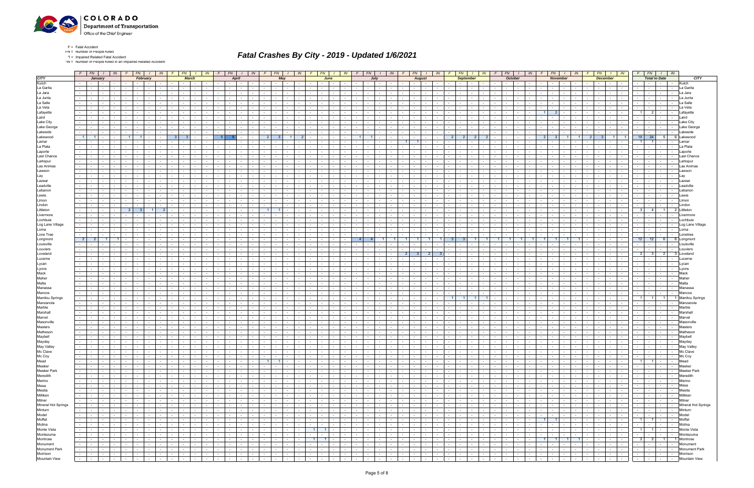# Fatal Crashes By City - 2019 - Updated 1/6/2021

F = Fatal Accident
FN = Number of People Killed
*I = Impaired Related Fatal Accident
*IN = Number of People Killed in an Impaired Related Accident

| CITY | January | | | | February | | | | March | | | | April | | | | May | | | | June | | | | July | | | | August | | | | September | | | | October | | | | November | | | | December | | | | Total to Date | | | | CITY |
|---|---|---|---|---|---|---|---|---|---|---|---|---|---|---|---|---|---|---|---|---|---|---|---|---|---|---|---|---|---|---|---|---|---|---|---|---|---|---|---|---|---|---|---|---|---|---|---|---|---|---|---|---|---|
| | F | FN | I | IN | F | FN | I | IN | F | FN | I | IN | F | FN | I | IN | F | FN | I | IN | F | FN | I | IN | F | FN | I | IN | F | FN | I | IN | F | FN | I | IN | F | FN | I | IN | F | FN | I | IN | F | FN | I | IN | F | FN | I | IN | |
| Kutch | - | - | - | - | - | - | - | - | - | - | - | - | - | - | - | - | - | - | - | - | - | - | - | - | - | - | - | - | - | - | - | - | - | - | - | - | - | - | - | - | - | - | - | - | - | - | - | - | - | - | - | - | Kutch |
| La Garita | - | - | - | - | - | - | - | - | - | - | - | - | - | - | - | - | - | - | - | - | - | - | - | - | - | - | - | - | - | - | - | - | - | - | - | - | - | - | - | - | - | - | - | - | - | - | - | - | - | - | - | - | La Garita |
| La Jara | - | - | - | - | - | - | - | - | - | - | - | - | - | - | - | - | - | - | - | - | - | - | - | - | - | - | - | - | - | - | - | - | - | - | - | - | - | - | - | - | - | - | - | - | - | - | - | - | - | - | - | - | La Jara |
| La Junta | - | - | - | - | - | - | - | - | - | - | - | - | - | - | - | - | - | - | - | - | - | - | - | - | - | - | - | - | - | - | - | - | - | - | - | - | - | - | - | - | - | - | - | - | - | - | - | - | - | - | - | - | La Junta |
| La Salle | - | - | - | - | - | - | - | - | - | - | - | - | - | - | - | - | - | - | - | - | - | - | - | - | - | - | - | - | - | - | - | - | - | - | - | - | - | - | - | - | - | - | - | - | - | - | - | - | - | - | - | - | La Salle |
| La Veta | - | - | - | - | - | - | - | - | - | - | - | - | - | - | - | - | - | - | - | - | - | - | - | - | - | - | - | - | - | - | - | - | - | - | - | - | - | - | - | - | - | - | - | - | - | - | - | - | - | - | - | - | La Veta |
| Lafayette | - | - | - | - | - | - | - | - | - | - | - | - | - | - | - | - | - | - | - | - | - | - | - | - | - | - | - | - | - | - | - | - | - | - | - | - | - | - | - | - | 1 | 2 | - | - | - | - | - | - | 1 | 2 | - | - | Lafayette |
| Laird | - | - | - | - | - | - | - | - | - | - | - | - | - | - | - | - | - | - | - | - | - | - | - | - | - | - | - | - | - | - | - | - | - | - | - | - | - | - | - | - | - | - | - | - | - | - | - | - | - | - | - | - | Laird |
| Lake City | - | - | - | - | - | - | - | - | - | - | - | - | - | - | - | - | - | - | - | - | - | - | - | - | - | - | - | - | - | - | - | - | - | - | - | - | - | - | - | - | - | - | - | - | - | - | - | - | - | - | - | - | Lake City |
| Lake George | - | - | - | - | - | - | - | - | - | - | - | - | - | - | - | - | - | - | - | - | - | - | - | - | - | - | - | - | - | - | - | - | - | - | - | - | - | - | - | - | - | - | - | - | - | - | - | - | - | - | - | - | Lake George |
| Lakeside | - | - | - | - | - | - | - | - | - | - | - | - | - | - | - | - | - | - | - | - | - | - | - | - | - | - | - | - | - | - | - | - | - | - | - | - | - | - | - | - | - | - | - | - | - | - | - | - | - | - | - | - | Lakeside |
| Lakewood | 1 | 1 | - | - | 1 | 1 | - | - | 3 | 3 | - | - | 5 | 8 | - | - | 2 | 3 | 1 | 2 | - | - | - | - | 1 | 1 | - | - | - | - | - | - | 2 | 2 | 2 | 2 | - | - | - | - | 2 | 2 | 1 | 1 | 2 | 3 | 1 | 1 | 19 | 24 | 5 | 6 | Lakewood |
| Lamar | - | - | - | - | - | - | - | - | - | - | - | - | - | - | - | - | - | - | - | - | - | - | - | - | - | - | - | - | 1 | 1 | - | - | - | - | - | - | - | - | - | - | - | - | - | - | - | - | - | - | 1 | 1 | - | - | Lamar |
| La Plata | - | - | - | - | - | - | - | - | - | - | - | - | - | - | - | - | - | - | - | - | - | - | - | - | - | - | - | - | - | - | - | - | - | - | - | - | - | - | - | - | - | - | - | - | - | - | - | - | - | - | - | - | La Plata |
| Laporte | - | - | - | - | - | - | - | - | - | - | - | - | - | - | - | - | - | - | - | - | - | - | - | - | - | - | - | - | - | - | - | - | - | - | - | - | - | - | - | - | - | - | - | - | - | - | - | - | - | - | - | - | Laporte |
| Last Chance | - | - | - | - | - | - | - | - | - | - | - | - | - | - | - | - | - | - | - | - | - | - | - | - | - | - | - | - | - | - | - | - | - | - | - | - | - | - | - | - | - | - | - | - | - | - | - | - | - | - | - | - | Last Chance |
| Larkspur | - | - | - | - | - | - | - | - | - | - | - | - | - | - | - | - | - | - | - | - | - | - | - | - | - | - | - | - | - | - | - | - | - | - | - | - | - | - | - | - | - | - | - | - | - | - | - | - | - | - | - | - | Larkspur |
| Las Animas | - | - | - | - | - | - | - | - | - | - | - | - | - | - | - | - | - | - | - | - | - | - | - | - | - | - | - | - | - | - | - | - | - | - | - | - | - | - | - | - | - | - | - | - | - | - | - | - | - | - | - | - | Las Animas |
| Lawson | - | - | - | - | - | - | - | - | - | - | - | - | - | - | - | - | - | - | - | - | - | - | - | - | - | - | - | - | - | - | - | - | - | - | - | - | - | - | - | - | - | - | - | - | - | - | - | - | - | - | - | - | Lawson |
| Lay | - | - | - | - | - | - | - | - | - | - | - | - | - | - | - | - | - | - | - | - | - | - | - | - | - | - | - | - | - | - | - | - | - | - | - | - | - | - | - | - | - | - | - | - | - | - | - | - | - | - | - | - | Lay |
| Lazear | - | - | - | - | - | - | - | - | - | - | - | - | - | - | - | - | - | - | - | - | - | - | - | - | - | - | - | - | - | - | - | - | - | - | - | - | - | - | - | - | - | - | - | - | - | - | - | - | - | - | - | - | Lazear |
| Leadville | - | - | - | - | - | - | - | - | - | - | - | - | - | - | - | - | - | - | - | - | - | - | - | - | - | - | - | - | - | - | - | - | - | - | - | - | - | - | - | - | - | - | - | - | - | - | - | - | - | - | - | - | Leadville |
| Lebanon | - | - | - | - | - | - | - | - | - | - | - | - | - | - | - | - | - | - | - | - | - | - | - | - | - | - | - | - | - | - | - | - | - | - | - | - | - | - | - | - | - | - | - | - | - | - | - | - | - | - | - | - | Lebanon |
| Lewis | - | - | - | - | - | - | - | - | - | - | - | - | - | - | - | - | - | - | - | - | - | - | - | - | - | - | - | - | - | - | - | - | - | - | - | - | - | - | - | - | - | - | - | - | - | - | - | - | - | - | - | - | Lewis |
| Limon | - | - | - | - | - | - | - | - | - | - | - | - | - | - | - | - | - | - | - | - | - | - | - | - | - | - | - | - | - | - | - | - | - | - | - | - | - | - | - | - | - | - | - | - | - | - | - | - | - | - | - | - | Limon |
| Lindon | - | - | - | - | - | - | - | - | - | - | - | - | - | - | - | - | - | - | - | - | - | - | - | - | - | - | - | - | - | - | - | - | - | - | - | - | - | - | - | - | - | - | - | - | - | - | - | - | - | - | - | - | Lindon |
| Littleton | - | - | - | - | 2 | 3 | 1 | 2 | - | - | - | - | - | - | - | - | 1 | 1 | - | - | - | - | - | - | - | - | - | - | - | - | - | - | - | - | - | - | - | - | - | - | - | - | - | - | - | - | - | - | 3 | 4 | 1 | 2 | Littleton |
| Livermore | - | - | - | - | - | - | - | - | - | - | - | - | - | - | - | - | - | - | - | - | - | - | - | - | - | - | - | - | - | - | - | - | - | - | - | - | - | - | - | - | - | - | - | - | - | - | - | - | - | - | - | - | Livermore |
| Lochbuie | - | - | - | - | - | - | - | - | - | - | - | - | - | - | - | - | - | - | - | - | - | - | - | - | - | - | - | - | - | - | - | - | - | - | - | - | - | - | - | - | - | - | - | - | - | - | - | - | - | - | - | - | Lochbuie |
| Log Lane Village | - | - | - | - | - | - | - | - | - | - | - | - | - | - | - | - | - | - | - | - | - | - | - | - | - | - | - | - | - | - | - | - | - | - | - | - | - | - | - | - | - | - | - | - | - | - | - | - | - | - | - | - | Log Lane Village |
| Loma | - | - | - | - | - | - | - | - | - | - | - | - | - | - | - | - | - | - | - | - | - | - | - | - | - | - | - | - | - | - | - | - | - | - | - | - | - | - | - | - | - | - | - | - | - | - | - | - | - | - | - | - | Loma |
| Lone Tree | - | - | - | - | - | - | - | - | - | - | - | - | - | - | - | - | - | - | - | - | - | - | - | - | - | - | - | - | - | - | - | - | - | - | - | - | - | - | - | - | - | - | - | - | - | - | - | - | - | - | - | - | Lonetree |
| Longmont | 2 | 2 | 1 | 1 | - | - | - | - | - | - | - | - | - | - | - | - | - | - | - | - | - | - | - | - | 4 | 4 | 1 | 1 | 1 | 1 | 1 | 1 | 3 | 3 | 1 | 1 | 1 | 1 | 1 | 1 | 1 | 1 | 1 | 1 | - | - | - | - | 12 | 12 | 6 | 6 | Longmont |
| Louisville | - | - | - | - | - | - | - | - | - | - | - | - | - | - | - | - | - | - | - | - | - | - | - | - | - | - | - | - | - | - | - | - | - | - | - | - | - | - | - | - | - | - | - | - | - | - | - | - | - | - | - | - | Louisville |
| Louviers | - | - | - | - | - | - | - | - | - | - | - | - | - | - | - | - | - | - | - | - | - | - | - | - | - | - | - | - | - | - | - | - | - | - | - | - | - | - | - | - | - | - | - | - | - | - | - | - | - | - | - | - | Louviers |
| Loveland | - | - | - | - | - | - | - | - | - | - | - | - | - | - | - | - | - | - | - | - | - | - | - | - | - | - | - | - | 2 | 3 | 2 | 3 | - | - | - | - | - | - | - | - | - | - | - | - | - | - | - | - | 2 | 3 | 2 | 3 | Loveland |
| Lucerne | - | - | - | - | - | - | - | - | - | - | - | - | - | - | - | - | - | - | - | - | - | - | - | - | - | - | - | - | - | - | - | - | - | - | - | - | - | - | - | - | - | - | - | - | - | - | - | - | - | - | - | - | Lucerne |
| Lycan | - | - | - | - | - | - | - | - | - | - | - | - | - | - | - | - | - | - | - | - | - | - | - | - | - | - | - | - | - | - | - | - | - | - | - | - | - | - | - | - | - | - | - | - | - | - | - | - | - | - | - | - | Lycan |
| Lyons | - | - | - | - | - | - | - | - | - | - | - | - | - | - | - | - | - | - | - | - | - | - | - | - | - | - | - | - | - | - | - | - | - | - | - | - | - | - | - | - | - | - | - | - | - | - | - | - | - | - | - | - | Lyons |
| Mack | - | - | - | - | - | - | - | - | - | - | - | - | - | - | - | - | - | - | - | - | - | - | - | - | - | - | - | - | - | - | - | - | - | - | - | - | - | - | - | - | - | - | - | - | - | - | - | - | - | - | - | - | Mack |
| Maher | - | - | - | - | - | - | - | - | - | - | - | - | - | - | - | - | - | - | - | - | - | - | - | - | - | - | - | - | - | - | - | - | - | - | - | - | - | - | - | - | - | - | - | - | - | - | - | - | - | - | - | - | Maher |
| Malta | - | - | - | - | - | - | - | - | - | - | - | - | - | - | - | - | - | - | - | - | - | - | - | - | - | - | - | - | - | - | - | - | - | - | - | - | - | - | - | - | - | - | - | - | - | - | - | - | - | - | - | - | Malta |
| Manassa | - | - | - | - | - | - | - | - | - | - | - | - | - | - | - | - | - | - | - | - | - | - | - | - | - | - | - | - | - | - | - | - | - | - | - | - | - | - | - | - | - | - | - | - | - | - | - | - | - | - | - | - | Manassa |
| Mancos | - | - | - | - | - | - | - | - | - | - | - | - | - | - | - | - | - | - | - | - | - | - | - | - | - | - | - | - | - | - | - | - | - | - | - | - | - | - | - | - | - | - | - | - | - | - | - | - | - | - | - | - | Mancos |
| Manitou Springs | - | - | - | - | - | - | - | - | - | - | - | - | - | - | - | - | - | - | - | - | - | - | - | - | - | - | - | - | - | - | - | - | 1 | 1 | 1 | 1 | - | - | - | - | - | - | - | - | - | - | - | - | 1 | 1 | 1 | 1 | Manitou Springs |
| Manzanola | - | - | - | - | - | - | - | - | - | - | - | - | - | - | - | - | - | - | - | - | - | - | - | - | - | - | - | - | - | - | - | - | - | - | - | - | - | - | - | - | - | - | - | - | - | - | - | - | - | - | - | - | Manzanola |
| Marble | - | - | - | - | - | - | - | - | - | - | - | - | - | - | - | - | - | - | - | - | - | - | - | - | - | - | - | - | - | - | - | - | - | - | - | - | - | - | - | - | - | - | - | - | - | - | - | - | - | - | - | - | Marble |
| Marshall | - | - | - | - | - | - | - | - | - | - | - | - | - | - | - | - | - | - | - | - | - | - | - | - | - | - | - | - | - | - | - | - | - | - | - | - | - | - | - | - | - | - | - | - | - | - | - | - | - | - | - | - | Marshall |
| Marvel | - | - | - | - | - | - | - | - | - | - | - | - | - | - | - | - | - | - | - | - | - | - | - | - | - | - | - | - | - | - | - | - | - | - | - | - | - | - | - | - | - | - | - | - | - | - | - | - | - | - | - | - | Marvel |
| Masonville | - | - | - | - | - | - | - | - | - | - | - | - | - | - | - | - | - | - | - | - | - | - | - | - | - | - | - | - | - | - | - | - | - | - | - | - | - | - | - | - | - | - | - | - | - | - | - | - | - | - | - | - | Masonville |
| Masters | - | - | - | - | - | - | - | - | - | - | - | - | - | - | - | - | - | - | - | - | - | - | - | - | - | - | - | - | - | - | - | - | - | - | - | - | - | - | - | - | - | - | - | - | - | - | - | - | - | - | - | - | Masters |
| Matheson | - | - | - | - | - | - | - | - | - | - | - | - | - | - | - | - | - | - | - | - | - | - | - | - | - | - | - | - | - | - | - | - | - | - | - | - | - | - | - | - | - | - | - | - | - | - | - | - | - | - | - | - | Matheson |
| Maybell | - | - | - | - | - | - | - | - | - | - | - | - | - | - | - | - | - | - | - | - | - | - | - | - | - | - | - | - | - | - | - | - | - | - | - | - | - | - | - | - | - | - | - | - | - | - | - | - | - | - | - | - | Maybell |
| Mayday | - | - | - | - | - | - | - | - | - | - | - | - | - | - | - | - | - | - | - | - | - | - | - | - | - | - | - | - | - | - | - | - | - | - | - | - | - | - | - | - | - | - | - | - | - | - | - | - | - | - | - | - | Mayday |
| May Valley | - | - | - | - | - | - | - | - | - | - | - | - | - | - | - | - | - | - | - | - | - | - | - | - | - | - | - | - | - | - | - | - | - | - | - | - | - | - | - | - | - | - | - | - | - | - | - | - | - | - | - | - | May Valley |
| Mc Clave | - | - | - | - | - | - | - | - | - | - | - | - | - | - | - | - | - | - | - | - | - | - | - | - | - | - | - | - | - | - | - | - | - | - | - | - | - | - | - | - | - | - | - | - | - | - | - | - | - | - | - | - | Mc Clave |
| Mc Coy | - | - | - | - | - | - | - | - | - | - | - | - | - | - | - | - | - | - | - | - | - | - | - | - | - | - | - | - | - | - | - | - | - | - | - | - | - | - | - | - | - | - | - | - | - | - | - | - | - | - | - | - | Mc Coy |
| Mead | - | - | - | - | - | - | - | - | - | - | - | - | - | - | - | - | 1 | 1 | - | - | - | - | - | - | - | - | - | - | - | - | - | - | - | - | - | - | - | - | - | - | - | - | - | - | - | - | - | - | 1 | 1 | - | - | Mead |
| Meeker | - | - | - | - | - | - | - | - | - | - | - | - | - | - | - | - | - | - | - | - | - | - | - | - | - | - | - | - | - | - | - | - | - | - | - | - | - | - | - | - | - | - | - | - | - | - | - | - | - | - | - | - | Meeker |
| Meeker Park | - | - | - | - | - | - | - | - | - | - | - | - | - | - | - | - | - | - | - | - | - | - | - | - | - | - | - | - | - | - | - | - | - | - | - | - | - | - | - | - | - | - | - | - | - | - | - | - | - | - | - | - | Meeker Park |
| Meredith | - | - | - | - | - | - | - | - | - | - | - | - | - | - | - | - | - | - | - | - | - | - | - | - | - | - | - | - | - | - | - | - | - | - | - | - | - | - | - | - | - | - | - | - | - | - | - | - | - | - | - | - | Meredith |
| Merino | - | - | - | - | - | - | - | - | - | - | - | - | - | - | - | - | - | - | - | - | - | - | - | - | - | - | - | - | - | - | - | - | - | - | - | - | - | - | - | - | - | - | - | - | - | - | - | - | - | - | - | - | Merino |
| Mesa | - | - | - | - | - | - | - | - | - | - | - | - | - | - | - | - | - | - | - | - | - | - | - | - | - | - | - | - | - | - | - | - | - | - | - | - | - | - | - | - | - | - | - | - | - | - | - | - | - | - | - | - | Mesa |
| Mesita | - | - | - | - | - | - | - | - | - | - | - | - | - | - | - | - | - | - | - | - | - | - | - | - | - | - | - | - | - | - | - | - | - | - | - | - | - | - | - | - | - | - | - | - | - | - | - | - | - | - | - | - | Mesita |
| Milliken | - | - | - | - | - | - | - | - | - | - | - | - | - | - | - | - | - | - | - | - | - | - | - | - | - | - | - | - | - | - | - | - | - | - | - | - | - | - | - | - | - | - | - | - | - | - | - | - | - | - | - | - | Milliken |
| Milner | - | - | - | - | - | - | - | - | - | - | - | - | - | - | - | - | - | - | - | - | - | - | - | - | - | - | - | - | - | - | - | - | - | - | - | - | - | - | - | - | - | - | - | - | - | - | - | - | - | - | - | - | Milner |
| Mineral Hot Springs | - | - | - | - | - | - | - | - | - | - | - | - | - | - | - | - | - | - | - | - | - | - | - | - | - | - | - | - | - | - | - | - | - | - | - | - | - | - | - | - | - | - | - | - | - | - | - | - | - | - | - | - | Mineral Hot Springs |
| Minturn | - | - | - | - | - | - | - | - | - | - | - | - | - | - | - | - | - | - | - | - | - | - | - | - | - | - | - | - | - | - | - | - | - | - | - | - | - | - | - | - | - | - | - | - | - | - | - | - | - | - | - | - | Minturn |
| Model | - | - | - | - | - | - | - | - | - | - | - | - | - | - | - | - | - | - | - | - | - | - | - | - | - | - | - | - | - | - | - | - | - | - | - | - | - | - | - | - | - | - | - | - | - | - | - | - | - | - | - | - | Model |
| Moffat | - | - | - | - | - | - | - | - | - | - | - | - | - | - | - | - | - | - | - | - | - | - | - | - | - | - | - | - | - | - | - | - | - | - | - | - | - | - | - | - | 1 | 1 | - | - | - | - | - | - | 1 | 1 | - | - | Moffat |
| Molina | - | - | - | - | - | - | - | - | - | - | - | - | - | - | - | - | - | - | - | - | - | - | - | - | - | - | - | - | - | - | - | - | - | - | - | - | - | - | - | - | - | - | - | - | - | - | - | - | - | - | - | - | Molina |
| Monte Vista | - | - | - | - | - | - | - | - | - | - | - | - | - | - | - | - | - | - | - | - | 1 | 1 | - | - | - | - | - | - | - | - | - | - | - | - | - | - | - | - | - | - | - | - | - | - | - | - | - | - | 1 | 1 | - | - | Monte Vista |
| Montezuma | - | - | - | - | - | - | - | - | - | - | - | - | - | - | - | - | - | - | - | - | - | - | - | - | - | - | - | - | - | - | - | - | - | - | - | - | - | - | - | - | - | - | - | - | - | - | - | - | - | - | - | - | Montezuma |
| Montrose | - | - | - | - | - | - | - | - | - | - | - | - | - | - | - | - | - | - | - | - | 1 | 1 | - | - | - | - | - | - | - | - | - | - | - | - | - | - | - | - | - | - | 1 | 1 | 1 | 1 | - | - | - | - | 2 | 2 | 1 | 1 | Montrose |
| Monument | - | - | - | - | - | - | - | - | - | - | - | - | - | - | - | - | - | - | - | - | - | - | - | - | - | - | - | - | - | - | - | - | - | - | - | - | - | - | - | - | - | - | - | - | - | - | - | - | - | - | - | - | Monument |
| Monument Park | - | - | - | - | - | - | - | - | - | - | - | - | - | - | - | - | - | - | - | - | - | - | - | - | - | - | - | - | - | - | - | - | - | - | - | - | - | - | - | - | - | - | - | - | - | - | - | - | - | - | - | - | Monument Park |
| Morrison | - | - | - | - | - | - | - | - | - | - | - | - | - | - | - | - | - | - | - | - | - | - | - | - | - | - | - | - | - | - | - | - | - | - | - | - | - | - | - | - | - | - | - | - | - | - | - | - | - | - | - | - | Morrison |
| Mountain View | - | - | - | - | - | - | - | - | - | - | - | - | - | - | - | - | - | - | - | - | - | - | - | - | - | - | - | - | - | - | - | - | - | - | - | - | - | - | - | - | - | - | - | - | - | - | - | - | - | - | - | - | Mountain View |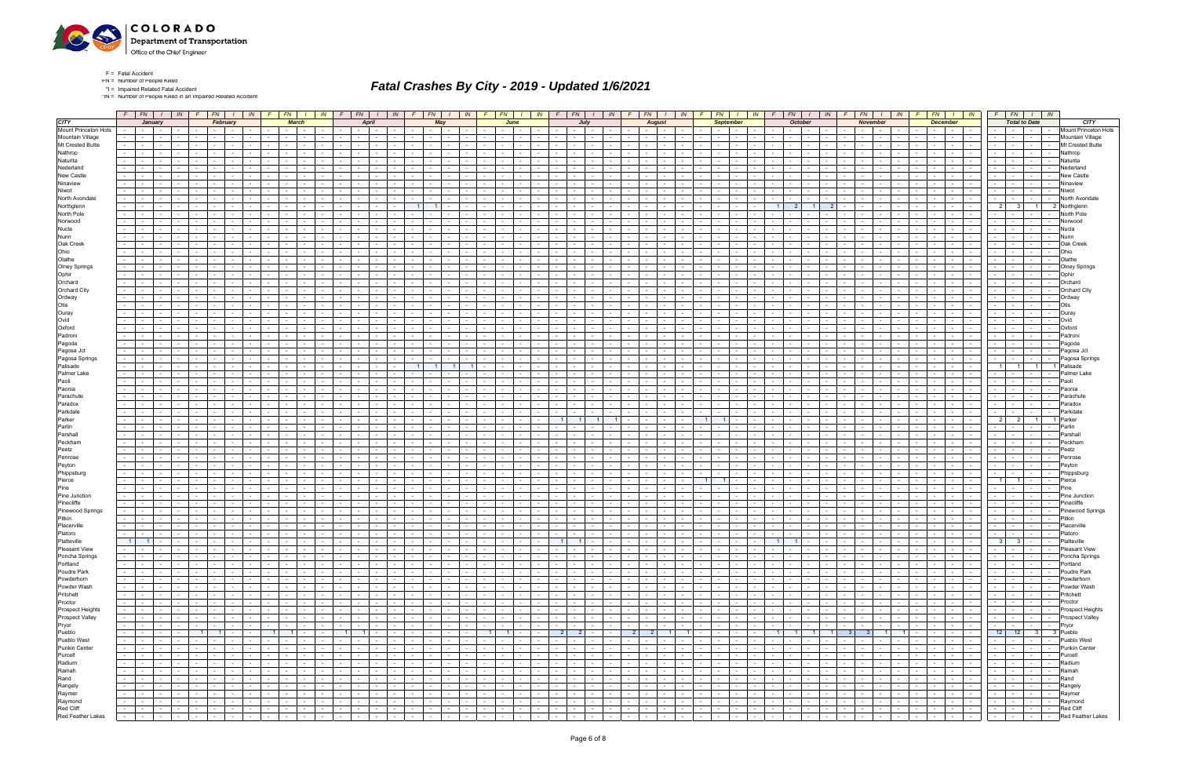F = Fatal Accident
FN = Number of People Killed
I = Impaired Related Fatal Accident
IN = Number of People Killed in an Impaired Related Accident

# Fatal Crashes By City - 2019 - Updated 1/6/2021

| CITY | January | | | | February | | | | March | | | | April | | | | May | | | | June | | | | July | | | | August | | | | September | | | | October | | | | November | | | | December | | | | Total to Date | | | | CITY |
|---|---|---|---|---|---|---|---|---|---|---|---|---|---|---|---|---|---|---|---|---|---|---|---|---|---|---|---|---|---|---|---|---|---|---|---|---|---|---|---|---|---|---|---|---|---|---|---|---|---|---|---|---|---|
| | F | FN | I | IN | F | FN | I | IN | F | FN | I | IN | F | FN | I | IN | F | FN | I | IN | F | FN | I | IN | F | FN | I | IN | F | FN | I | IN | F | FN | I | IN | F | FN | I | IN | F | FN | I | IN | F | FN | I | IN | F | FN | I | IN | |
| Mount Princeton Hots | - | - | - | - | - | - | - | - | - | - | - | - | - | - | - | - | - | - | - | - | - | - | - | - | - | - | - | - | - | - | - | - | - | - | - | - | - | - | - | - | - | - | - | - | - | - | - | - | - | - | - | - | Mount Princeton Hots |
| Mountain Village | - | - | - | - | - | - | - | - | - | - | - | - | - | - | - | - | - | - | - | - | - | - | - | - | - | - | - | - | - | - | - | - | - | - | - | - | - | - | - | - | - | - | - | - | - | - | - | - | - | - | - | - | Mountain Village |
| Mt Crested Butte | - | - | - | - | - | - | - | - | - | - | - | - | - | - | - | - | - | - | - | - | - | - | - | - | - | - | - | - | - | - | - | - | - | - | - | - | - | - | - | - | - | - | - | - | - | - | - | - | - | - | - | - | Mt Crested Butte |
| Nathrop | - | - | - | - | - | - | - | - | - | - | - | - | - | - | - | - | - | - | - | - | - | - | - | - | - | - | - | - | - | - | - | - | - | - | - | - | - | - | - | - | - | - | - | - | - | - | - | - | - | - | - | - | Nathrop |
| Naturita | - | - | - | - | - | - | - | - | - | - | - | - | - | - | - | - | - | - | - | - | - | - | - | - | - | - | - | - | - | - | - | - | - | - | - | - | - | - | - | - | - | - | - | - | - | - | - | - | - | - | - | - | Naturita |
| Nederland | - | - | - | - | - | - | - | - | - | - | - | - | - | - | - | - | - | - | - | - | - | - | - | - | - | - | - | - | - | - | - | - | - | - | - | - | - | - | - | - | - | - | - | - | - | - | - | - | - | - | - | - | Nederland |
| New Castle | - | - | - | - | - | - | - | - | - | - | - | - | - | - | - | - | - | - | - | - | - | - | - | - | - | - | - | - | - | - | - | - | - | - | - | - | - | - | - | - | - | - | - | - | - | - | - | - | - | - | - | - | New Castle |
| Ninaview | - | - | - | - | - | - | - | - | - | - | - | - | - | - | - | - | - | - | - | - | - | - | - | - | - | - | - | - | - | - | - | - | - | - | - | - | - | - | - | - | - | - | - | - | - | - | - | - | - | - | - | - | Ninaview |
| Niwot | - | - | - | - | - | - | - | - | - | - | - | - | - | - | - | - | - | - | - | - | - | - | - | - | - | - | - | - | - | - | - | - | - | - | - | - | - | - | - | - | - | - | - | - | - | - | - | - | - | - | - | - | Niwot |
| North Avondale | - | - | - | - | - | - | - | - | - | - | - | - | - | - | - | - | - | - | - | - | - | - | - | - | - | - | - | - | - | - | - | - | - | - | - | - | - | - | - | - | - | - | - | - | - | - | - | - | - | - | - | - | North Avondale |
| Northglenn | - | - | - | - | - | - | - | - | - | - | - | - | - | - | - | - | 1 | 1 | - | - | - | - | - | - | - | - | - | - | - | - | - | - | - | - | - | - | 1 | 2 | 1 | 2 | - | - | - | - | - | - | - | - | 2 | 3 | 1 | 2 | Northglenn |
| North Pole | - | - | - | - | - | - | - | - | - | - | - | - | - | - | - | - | - | - | - | - | - | - | - | - | - | - | - | - | - | - | - | - | - | - | - | - | - | - | - | - | - | - | - | - | - | - | - | - | - | - | - | - | North Pole |
| Norwood | - | - | - | - | - | - | - | - | - | - | - | - | - | - | - | - | - | - | - | - | - | - | - | - | - | - | - | - | - | - | - | - | - | - | - | - | - | - | - | - | - | - | - | - | - | - | - | - | - | - | - | - | Norwood |
| Nucla | - | - | - | - | - | - | - | - | - | - | - | - | - | - | - | - | - | - | - | - | - | - | - | - | - | - | - | - | - | - | - | - | - | - | - | - | - | - | - | - | - | - | - | - | - | - | - | - | - | - | - | - | Nucla |
| Nunn | - | - | - | - | - | - | - | - | - | - | - | - | - | - | - | - | - | - | - | - | - | - | - | - | - | - | - | - | - | - | - | - | - | - | - | - | - | - | - | - | - | - | - | - | - | - | - | - | - | - | - | - | Nunn |
| Oak Creek | - | - | - | - | - | - | - | - | - | - | - | - | - | - | - | - | - | - | - | - | - | - | - | - | - | - | - | - | - | - | - | - | - | - | - | - | - | - | - | - | - | - | - | - | - | - | - | - | - | - | - | - | Oak Creek |
| Ohio | - | - | - | - | - | - | - | - | - | - | - | - | - | - | - | - | - | - | - | - | - | - | - | - | - | - | - | - | - | - | - | - | - | - | - | - | - | - | - | - | - | - | - | - | - | - | - | - | - | - | - | - | Ohio |
| Olathe | - | - | - | - | - | - | - | - | - | - | - | - | - | - | - | - | - | - | - | - | - | - | - | - | - | - | - | - | - | - | - | - | - | - | - | - | - | - | - | - | - | - | - | - | - | - | - | - | - | - | - | - | Olathe |
| Olney Springs | - | - | - | - | - | - | - | - | - | - | - | - | - | - | - | - | - | - | - | - | - | - | - | - | - | - | - | - | - | - | - | - | - | - | - | - | - | - | - | - | - | - | - | - | - | - | - | - | - | - | - | - | Olney Springs |
| Ophir | - | - | - | - | - | - | - | - | - | - | - | - | - | - | - | - | - | - | - | - | - | - | - | - | - | - | - | - | - | - | - | - | - | - | - | - | - | - | - | - | - | - | - | - | - | - | - | - | - | - | - | - | Ophir |
| Orchard | - | - | - | - | - | - | - | - | - | - | - | - | - | - | - | - | - | - | - | - | - | - | - | - | - | - | - | - | - | - | - | - | - | - | - | - | - | - | - | - | - | - | - | - | - | - | - | - | - | - | - | - | Orchard |
| Orchard City | - | - | - | - | - | - | - | - | - | - | - | - | - | - | - | - | - | - | - | - | - | - | - | - | - | - | - | - | - | - | - | - | - | - | - | - | - | - | - | - | - | - | - | - | - | - | - | - | - | - | - | - | Orchard City |
| Ordway | - | - | - | - | - | - | - | - | - | - | - | - | - | - | - | - | - | - | - | - | - | - | - | - | - | - | - | - | - | - | - | - | - | - | - | - | - | - | - | - | - | - | - | - | - | - | - | - | - | - | - | - | Ordway |
| Otis | - | - | - | - | - | - | - | - | - | - | - | - | - | - | - | - | - | - | - | - | - | - | - | - | - | - | - | - | - | - | - | - | - | - | - | - | - | - | - | - | - | - | - | - | - | - | - | - | - | - | - | - | Otis |
| Ouray | - | - | - | - | - | - | - | - | - | - | - | - | - | - | - | - | - | - | - | - | - | - | - | - | - | - | - | - | - | - | - | - | - | - | - | - | - | - | - | - | - | - | - | - | - | - | - | - | - | - | - | - | Ouray |
| Ovid | - | - | - | - | - | - | - | - | - | - | - | - | - | - | - | - | - | - | - | - | - | - | - | - | - | - | - | - | - | - | - | - | - | - | - | - | - | - | - | - | - | - | - | - | - | - | - | - | - | - | - | - | Ovid |
| Oxford | - | - | - | - | - | - | - | - | - | - | - | - | - | - | - | - | - | - | - | - | - | - | - | - | - | - | - | - | - | - | - | - | - | - | - | - | - | - | - | - | - | - | - | - | - | - | - | - | - | - | - | - | Oxford |
| Padroni | - | - | - | - | - | - | - | - | - | - | - | - | - | - | - | - | - | - | - | - | - | - | - | - | - | - | - | - | - | - | - | - | - | - | - | - | - | - | - | - | - | - | - | - | - | - | - | - | - | - | - | - | Padroni |
| Pagoda | - | - | - | - | - | - | - | - | - | - | - | - | - | - | - | - | - | - | - | - | - | - | - | - | - | - | - | - | - | - | - | - | - | - | - | - | - | - | - | - | - | - | - | - | - | - | - | - | - | - | - | - | Pagoda |
| Pagosa Jct | - | - | - | - | - | - | - | - | - | - | - | - | - | - | - | - | - | - | - | - | - | - | - | - | - | - | - | - | - | - | - | - | - | - | - | - | - | - | - | - | - | - | - | - | - | - | - | - | - | - | - | - | Pagosa Jct |
| Pagosa Springs | - | - | - | - | - | - | - | - | - | - | - | - | - | - | - | - | - | - | - | - | - | - | - | - | - | - | - | - | - | - | - | - | - | - | - | - | - | - | - | - | - | - | - | - | - | - | - | - | - | - | - | - | Pagosa Springs |
| Palisade | - | - | - | - | - | - | - | - | - | - | - | - | - | - | - | - | 1 | 1 | 1 | 1 | - | - | - | - | - | - | - | - | - | - | - | - | - | - | - | - | - | - | - | - | - | - | - | - | - | - | - | - | 1 | 1 | 1 | 1 | Palisade |
| Palmer Lake | - | - | - | - | - | - | - | - | - | - | - | - | - | - | - | - | - | - | - | - | - | - | - | - | - | - | - | - | - | - | - | - | - | - | - | - | - | - | - | - | - | - | - | - | - | - | - | - | - | - | - | - | Palmer Lake |
| Paoli | - | - | - | - | - | - | - | - | - | - | - | - | - | - | - | - | - | - | - | - | - | - | - | - | - | - | - | - | - | - | - | - | - | - | - | - | - | - | - | - | - | - | - | - | - | - | - | - | - | - | - | - | Paoli |
| Paonia | - | - | - | - | - | - | - | - | - | - | - | - | - | - | - | - | - | - | - | - | - | - | - | - | - | - | - | - | - | - | - | - | - | - | - | - | - | - | - | - | - | - | - | - | - | - | - | - | - | - | - | - | Paonia |
| Parachute | - | - | - | - | - | - | - | - | - | - | - | - | - | - | - | - | - | - | - | - | - | - | - | - | - | - | - | - | - | - | - | - | - | - | - | - | - | - | - | - | - | - | - | - | - | - | - | - | - | - | - | - | Parachute |
| Paradox | - | - | - | - | - | - | - | - | - | - | - | - | - | - | - | - | - | - | - | - | - | - | - | - | - | - | - | - | - | - | - | - | - | - | - | - | - | - | - | - | - | - | - | - | - | - | - | - | - | - | - | - | Paradox |
| Parkdale | - | - | - | - | - | - | - | - | - | - | - | - | - | - | - | - | - | - | - | - | - | - | - | - | - | - | - | - | - | - | - | - | - | - | - | - | - | - | - | - | - | - | - | - | - | - | - | - | - | - | - | - | Parkdale |
| Parker | - | - | - | - | - | - | - | - | - | - | - | - | - | - | - | - | - | - | - | - | - | - | - | - | 1 | 1 | 1 | 1 | - | - | - | - | 1 | 1 | - | - | - | - | - | - | - | - | - | - | - | - | - | - | 2 | 2 | 1 | 1 | Parker |
| Parlin | - | - | - | - | - | - | - | - | - | - | - | - | - | - | - | - | - | - | - | - | - | - | - | - | - | - | - | - | - | - | - | - | - | - | - | - | - | - | - | - | - | - | - | - | - | - | - | - | - | - | - | - | Parlin |
| Parshall | - | - | - | - | - | - | - | - | - | - | - | - | - | - | - | - | - | - | - | - | - | - | - | - | - | - | - | - | - | - | - | - | - | - | - | - | - | - | - | - | - | - | - | - | - | - | - | - | - | - | - | - | Parshall |
| Peckham | - | - | - | - | - | - | - | - | - | - | - | - | - | - | - | - | - | - | - | - | - | - | - | - | - | - | - | - | - | - | - | - | - | - | - | - | - | - | - | - | - | - | - | - | - | - | - | - | - | - | - | - | Peckham |
| Peetz | - | - | - | - | - | - | - | - | - | - | - | - | - | - | - | - | - | - | - | - | - | - | - | - | - | - | - | - | - | - | - | - | - | - | - | - | - | - | - | - | - | - | - | - | - | - | - | - | - | - | - | - | Peetz |
| Penrose | - | - | - | - | - | - | - | - | - | - | - | - | - | - | - | - | - | - | - | - | - | - | - | - | - | - | - | - | - | - | - | - | - | - | - | - | - | - | - | - | - | - | - | - | - | - | - | - | - | - | - | - | Penrose |
| Peyton | - | - | - | - | - | - | - | - | - | - | - | - | - | - | - | - | - | - | - | - | - | - | - | - | - | - | - | - | - | - | - | - | - | - | - | - | - | - | - | - | - | - | - | - | - | - | - | - | - | - | - | - | Peyton |
| Phippsburg | - | - | - | - | - | - | - | - | - | - | - | - | - | - | - | - | - | - | - | - | - | - | - | - | - | - | - | - | - | - | - | - | - | - | - | - | - | - | - | - | - | - | - | - | - | - | - | - | - | - | - | - | Phippsburg |
| Pierce | - | - | - | - | - | - | - | - | - | - | - | - | - | - | - | - | - | - | - | - | - | - | - | - | - | - | - | - | - | - | - | - | 1 | 1 | - | - | - | - | - | - | - | - | - | - | - | - | - | - | 1 | 1 | - | - | Pierce |
| Pine | - | - | - | - | - | - | - | - | - | - | - | - | - | - | - | - | - | - | - | - | - | - | - | - | - | - | - | - | - | - | - | - | - | - | - | - | - | - | - | - | - | - | - | - | - | - | - | - | - | - | - | - | Pine |
| Pine Junction | - | - | - | - | - | - | - | - | - | - | - | - | - | - | - | - | - | - | - | - | - | - | - | - | - | - | - | - | - | - | - | - | - | - | - | - | - | - | - | - | - | - | - | - | - | - | - | - | - | - | - | - | Pine Junction |
| Pinecliffe | - | - | - | - | - | - | - | - | - | - | - | - | - | - | - | - | - | - | - | - | - | - | - | - | - | - | - | - | - | - | - | - | - | - | - | - | - | - | - | - | - | - | - | - | - | - | - | - | - | - | - | - | Pinecliffe |
| Pinewood Springs | - | - | - | - | - | - | - | - | - | - | - | - | - | - | - | - | - | - | - | - | - | - | - | - | - | - | - | - | - | - | - | - | - | - | - | - | - | - | - | - | - | - | - | - | - | - | - | - | - | - | - | - | Pinewood Springs |
| Pitkin | - | - | - | - | - | - | - | - | - | - | - | - | - | - | - | - | - | - | - | - | - | - | - | - | - | - | - | - | - | - | - | - | - | - | - | - | - | - | - | - | - | - | - | - | - | - | - | - | - | - | - | - | Pitkin |
| Placerville | - | - | - | - | - | - | - | - | - | - | - | - | - | - | - | - | - | - | - | - | - | - | - | - | - | - | - | - | - | - | - | - | - | - | - | - | - | - | - | - | - | - | - | - | - | - | - | - | - | - | - | - | Placerville |
| Platoro | - | - | - | - | - | - | - | - | - | - | - | - | - | - | - | - | - | - | - | - | - | - | - | - | - | - | - | - | - | - | - | - | - | - | - | - | - | - | - | - | - | - | - | - | - | - | - | - | - | - | - | - | Platoro |
| Platteville | 1 | 1 | - | - | - | - | - | - | - | - | - | - | - | - | - | - | - | - | - | - | - | - | - | - | 1 | 1 | - | - | - | - | - | - | - | - | - | - | 1 | 1 | - | - | - | - | - | - | - | - | - | - | 3 | 3 | - | - | Platteville |
| Pleasant View | - | - | - | - | - | - | - | - | - | - | - | - | - | - | - | - | - | - | - | - | - | - | - | - | - | - | - | - | - | - | - | - | - | - | - | - | - | - | - | - | - | - | - | - | - | - | - | - | - | - | - | - | Pleasant View |
| Poncha Springs | - | - | - | - | - | - | - | - | - | - | - | - | - | - | - | - | - | - | - | - | - | - | - | - | - | - | - | - | - | - | - | - | - | - | - | - | - | - | - | - | - | - | - | - | - | - | - | - | - | - | - | - | Poncha Springs |
| Portland | - | - | - | - | - | - | - | - | - | - | - | - | - | - | - | - | - | - | - | - | - | - | - | - | - | - | - | - | - | - | - | - | - | - | - | - | - | - | - | - | - | - | - | - | - | - | - | - | - | - | - | - | Portland |
| Poudre Park | - | - | - | - | - | - | - | - | - | - | - | - | - | - | - | - | - | - | - | - | - | - | - | - | - | - | - | - | - | - | - | - | - | - | - | - | - | - | - | - | - | - | - | - | - | - | - | - | - | - | - | - | Poudre Park |
| Powderhorn | - | - | - | - | - | - | - | - | - | - | - | - | - | - | - | - | - | - | - | - | - | - | - | - | - | - | - | - | - | - | - | - | - | - | - | - | - | - | - | - | - | - | - | - | - | - | - | - | - | - | - | - | Powderhorn |
| Powder Wash | - | - | - | - | - | - | - | - | - | - | - | - | - | - | - | - | - | - | - | - | - | - | - | - | - | - | - | - | - | - | - | - | - | - | - | - | - | - | - | - | - | - | - | - | - | - | - | - | - | - | - | - | Powder Wash |
| Pritchett | - | - | - | - | - | - | - | - | - | - | - | - | - | - | - | - | - | - | - | - | - | - | - | - | - | - | - | - | - | - | - | - | - | - | - | - | - | - | - | - | - | - | - | - | - | - | - | - | - | - | - | - | Pritchett |
| Proctor | - | - | - | - | - | - | - | - | - | - | - | - | - | - | - | - | - | - | - | - | - | - | - | - | - | - | - | - | - | - | - | - | - | - | - | - | - | - | - | - | - | - | - | - | - | - | - | - | - | - | - | - | Proctor |
| Prospect Heights | - | - | - | - | - | - | - | - | - | - | - | - | - | - | - | - | - | - | - | - | - | - | - | - | - | - | - | - | - | - | - | - | - | - | - | - | - | - | - | - | - | - | - | - | - | - | - | - | - | - | - | - | Prospect Heights |
| Prospect Valley | - | - | - | - | - | - | - | - | - | - | - | - | - | - | - | - | - | - | - | - | - | - | - | - | - | - | - | - | - | - | - | - | - | - | - | - | - | - | - | - | - | - | - | - | - | - | - | - | - | - | - | - | Prospect Valley |
| Pryor | - | - | - | - | - | - | - | - | - | - | - | - | - | - | - | - | - | - | - | - | - | - | - | - | - | - | - | - | - | - | - | - | - | - | - | - | - | - | - | - | - | - | - | - | - | - | - | - | - | - | - | - | Pryor |
| Pueblo | - | - | - | - | 1 | 1 | - | - | 1 | 1 | - | - | 1 | 1 | - | - | - | - | - | - | 1 | 1 | - | - | 2 | 2 | - | - | 2 | 2 | 1 | 1 | - | - | - | - | 1 | 1 | 1 | 1 | 3 | 3 | 1 | 1 | - | - | - | - | 12 | 12 | 3 | 3 | Pueblo |
| Pueblo West | - | - | - | - | - | - | - | - | - | - | - | - | - | - | - | - | - | - | - | - | - | - | - | - | - | - | - | - | - | - | - | - | - | - | - | - | - | - | - | - | - | - | - | - | - | - | - | - | - | - | - | - | Pueblo West |
| Punkin Center | - | - | - | - | - | - | - | - | - | - | - | - | - | - | - | - | - | - | - | - | - | - | - | - | - | - | - | - | - | - | - | - | - | - | - | - | - | - | - | - | - | - | - | - | - | - | - | - | - | - | - | - | Punkin Center |
| Purcell | - | - | - | - | - | - | - | - | - | - | - | - | - | - | - | - | - | - | - | - | - | - | - | - | - | - | - | - | - | - | - | - | - | - | - | - | - | - | - | - | - | - | - | - | - | - | - | - | - | - | - | - | Purcell |
| Radium | - | - | - | - | - | - | - | - | - | - | - | - | - | - | - | - | - | - | - | - | - | - | - | - | - | - | - | - | - | - | - | - | - | - | - | - | - | - | - | - | - | - | - | - | - | - | - | - | - | - | - | - | Radium |
| Ramah | - | - | - | - | - | - | - | - | - | - | - | - | - | - | - | - | - | - | - | - | - | - | - | - | - | - | - | - | - | - | - | - | - | - | - | - | - | - | - | - | - | - | - | - | - | - | - | - | - | - | - | - | Ramah |
| Rand | - | - | - | - | - | - | - | - | - | - | - | - | - | - | - | - | - | - | - | - | - | - | - | - | - | - | - | - | - | - | - | - | - | - | - | - | - | - | - | - | - | - | - | - | - | - | - | - | - | - | - | - | Rand |
| Rangely | - | - | - | - | - | - | - | - | - | - | - | - | - | - | - | - | - | - | - | - | - | - | - | - | - | - | - | - | - | - | - | - | - | - | - | - | - | - | - | - | - | - | - | - | - | - | - | - | - | - | - | - | Rangely |
| Raymer | - | - | - | - | - | - | - | - | - | - | - | - | - | - | - | - | - | - | - | - | - | - | - | - | - | - | - | - | - | - | - | - | - | - | - | - | - | - | - | - | - | - | - | - | - | - | - | - | - | - | - | - | Raymer |
| Raymond | - | - | - | - | - | - | - | - | - | - | - | - | - | - | - | - | - | - | - | - | - | - | - | - | - | - | - | - | - | - | - | - | - | - | - | - | - | - | - | - | - | - | - | - | - | - | - | - | - | - | - | - | Raymond |
| Red Cliff | - | - | - | - | - | - | - | - | - | - | - | - | - | - | - | - | - | - | - | - | - | - | - | - | - | - | - | - | - | - | - | - | - | - | - | - | - | - | - | - | - | - | - | - | - | - | - | - | - | - | - | - | Red Cliff |
| Red Feather Lakes | - | - | - | - | - | - | - | - | - | - | - | - | - | - | - | - | - | - | - | - | - | - | - | - | - | - | - | - | - | - | - | - | - | - | - | - | - | - | - | - | - | - | - | - | - | - | - | - | - | - | - | - | Red Feather Lakes |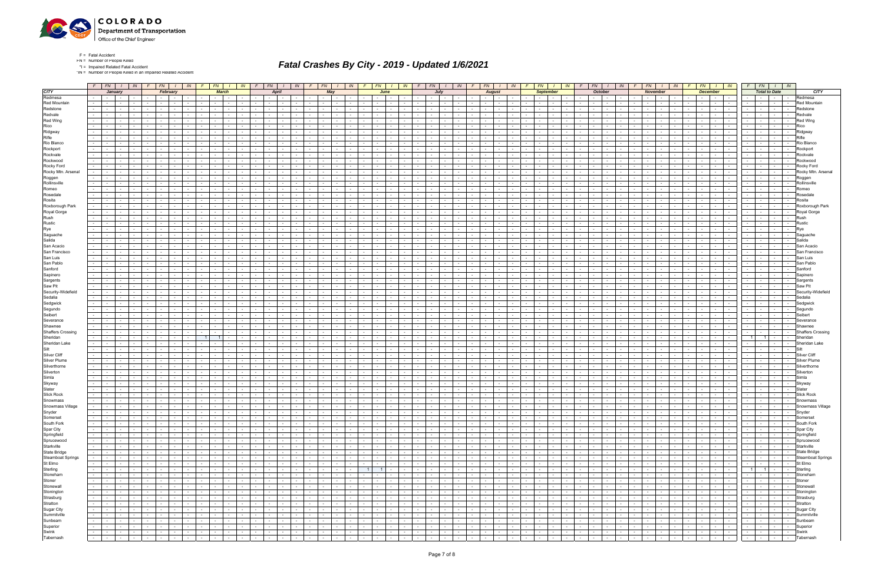F = Fatal Accident
FN = Number of People Killed
*I = Impaired Related Fatal Accident
*IN = Number of People Killed in an Impaired Related Accident

# Fatal Crashes By City - 2019 - Updated 1/6/2021

| CITY | January F | January FN | January I | January IN | February F | February FN | February I | February IN | March F | March FN | March I | March IN | April F | April FN | April I | April IN | May F | May FN | May I | May IN | June F | June FN | June I | June IN | July F | July FN | July I | July IN | August F | August FN | August I | August IN | September F | September FN | September I | September IN | October F | October FN | October I | October IN | November F | November FN | November I | November IN | December F | December FN | December I | December IN | Total to Date F | Total to Date FN | Total to Date I | Total to Date IN | CITY |
|---|---|---|---|---|---|---|---|---|---|---|---|---|---|---|---|---|---|---|---|---|---|---|---|---|---|---|---|---|---|---|---|---|---|---|---|---|---|---|---|---|---|---|---|---|---|---|---|---|---|---|---|---|---|
| Redmesa | - | - | - | - | - | - | - | - | - | - | - | - | - | - | - | - | - | - | - | - | - | - | - | - | - | - | - | - | - | - | - | - | - | - | - | - | - | - | - | - | - | - | - | - | - | - | - | - | - | - | - | - | Redmesa |
| Red Mountain | - | - | - | - | - | - | - | - | - | - | - | - | - | - | - | - | - | - | - | - | - | - | - | - | - | - | - | - | - | - | - | - | - | - | - | - | - | - | - | - | - | - | - | - | - | - | - | - | - | - | - | - | Red Mountain |
| Redstone | - | - | - | - | - | - | - | - | - | - | - | - | - | - | - | - | - | - | - | - | - | - | - | - | - | - | - | - | - | - | - | - | - | - | - | - | - | - | - | - | - | - | - | - | - | - | - | - | - | - | - | - | Redstone |
| Redvale | - | - | - | - | - | - | - | - | - | - | - | - | - | - | - | - | - | - | - | - | - | - | - | - | - | - | - | - | - | - | - | - | - | - | - | - | - | - | - | - | - | - | - | - | - | - | - | - | - | - | - | - | Redvale |
| Red Wing | - | - | - | - | - | - | - | - | - | - | - | - | - | - | - | - | - | - | - | - | - | - | - | - | - | - | - | - | - | - | - | - | - | - | - | - | - | - | - | - | - | - | - | - | - | - | - | - | - | - | - | - | Red Wing |
| Rico | - | - | - | - | - | - | - | - | - | - | - | - | - | - | - | - | - | - | - | - | - | - | - | - | - | - | - | - | - | - | - | - | - | - | - | - | - | - | - | - | - | - | - | - | - | - | - | - | - | - | - | - | Rico |
| Ridgway | - | - | - | - | - | - | - | - | - | - | - | - | - | - | - | - | - | - | - | - | - | - | - | - | - | - | - | - | - | - | - | - | - | - | - | - | - | - | - | - | - | - | - | - | - | - | - | - | - | - | - | - | Ridgway |
| Rifle | - | - | - | - | - | - | - | - | - | - | - | - | - | - | - | - | - | - | - | - | - | - | - | - | - | - | - | - | - | - | - | - | - | - | - | - | - | - | - | - | - | - | - | - | - | - | - | - | - | - | - | - | Rifle |
| Rio Blanco | - | - | - | - | - | - | - | - | - | - | - | - | - | - | - | - | - | - | - | - | - | - | - | - | - | - | - | - | - | - | - | - | - | - | - | - | - | - | - | - | - | - | - | - | - | - | - | - | - | - | - | - | Rio Blanco |
| Rockport | - | - | - | - | - | - | - | - | - | - | - | - | - | - | - | - | - | - | - | - | - | - | - | - | - | - | - | - | - | - | - | - | - | - | - | - | - | - | - | - | - | - | - | - | - | - | - | - | - | - | - | - | Rockport |
| Rockvale | - | - | - | - | - | - | - | - | - | - | - | - | - | - | - | - | - | - | - | - | - | - | - | - | - | - | - | - | - | - | - | - | - | - | - | - | - | - | - | - | - | - | - | - | - | - | - | - | - | - | - | - | Rockvale |
| Rockwood | - | - | - | - | - | - | - | - | - | - | - | - | - | - | - | - | - | - | - | - | - | - | - | - | - | - | - | - | - | - | - | - | - | - | - | - | - | - | - | - | - | - | - | - | - | - | - | - | - | - | - | - | Rockwood |
| Rocky Ford | - | - | - | - | - | - | - | - | - | - | - | - | - | - | - | - | - | - | - | - | - | - | - | - | - | - | - | - | - | - | - | - | - | - | - | - | - | - | - | - | - | - | - | - | - | - | - | - | - | - | - | - | Rocky Ford |
| Rocky Mtn. Arsenal | - | - | - | - | - | - | - | - | - | - | - | - | - | - | - | - | - | - | - | - | - | - | - | - | - | - | - | - | - | - | - | - | - | - | - | - | - | - | - | - | - | - | - | - | - | - | - | - | - | - | - | - | Rocky Mtn. Arsenal |
| Roggen | - | - | - | - | - | - | - | - | - | - | - | - | - | - | - | - | - | - | - | - | - | - | - | - | - | - | - | - | - | - | - | - | - | - | - | - | - | - | - | - | - | - | - | - | - | - | - | - | - | - | - | - | Roggen |
| Rollinsville | - | - | - | - | - | - | - | - | - | - | - | - | - | - | - | - | - | - | - | - | - | - | - | - | - | - | - | - | - | - | - | - | - | - | - | - | - | - | - | - | - | - | - | - | - | - | - | - | - | - | - | - | Rollinsville |
| Romeo | - | - | - | - | - | - | - | - | - | - | - | - | - | - | - | - | - | - | - | - | - | - | - | - | - | - | - | - | - | - | - | - | - | - | - | - | - | - | - | - | - | - | - | - | - | - | - | - | - | - | - | - | Romeo |
| Rosedale | - | - | - | - | - | - | - | - | - | - | - | - | - | - | - | - | - | - | - | - | - | - | - | - | - | - | - | - | - | - | - | - | - | - | - | - | - | - | - | - | - | - | - | - | - | - | - | - | - | - | - | - | Rosedale |
| Rosita | - | - | - | - | - | - | - | - | - | - | - | - | - | - | - | - | - | - | - | - | - | - | - | - | - | - | - | - | - | - | - | - | - | - | - | - | - | - | - | - | - | - | - | - | - | - | - | - | - | - | - | - | Rosita |
| Roxborough Park | - | - | - | - | - | - | - | - | - | - | - | - | - | - | - | - | - | - | - | - | - | - | - | - | - | - | - | - | - | - | - | - | - | - | - | - | - | - | - | - | - | - | - | - | - | - | - | - | - | - | - | - | Roxborough Park |
| Royal Gorge | - | - | - | - | - | - | - | - | - | - | - | - | - | - | - | - | - | - | - | - | - | - | - | - | - | - | - | - | - | - | - | - | - | - | - | - | - | - | - | - | - | - | - | - | - | - | - | - | - | - | - | - | Royal Gorge |
| Rush | - | - | - | - | - | - | - | - | - | - | - | - | - | - | - | - | - | - | - | - | - | - | - | - | - | - | - | - | - | - | - | - | - | - | - | - | - | - | - | - | - | - | - | - | - | - | - | - | - | - | - | - | Rush |
| Rustic | - | - | - | - | - | - | - | - | - | - | - | - | - | - | - | - | - | - | - | - | - | - | - | - | - | - | - | - | - | - | - | - | - | - | - | - | - | - | - | - | - | - | - | - | - | - | - | - | - | - | - | - | Rustic |
| Rye | - | - | - | - | - | - | - | - | - | - | - | - | - | - | - | - | - | - | - | - | - | - | - | - | - | - | - | - | - | - | - | - | - | - | - | - | - | - | - | - | - | - | - | - | - | - | - | - | - | - | - | - | Rye |
| Saguache | - | - | - | - | - | - | - | - | - | - | - | - | - | - | - | - | - | - | - | - | - | - | - | - | - | - | - | - | - | - | - | - | - | - | - | - | - | - | - | - | - | - | - | - | - | - | - | - | - | - | - | - | Saguache |
| Salida | - | - | - | - | - | - | - | - | - | - | - | - | - | - | - | - | - | - | - | - | - | - | - | - | - | - | - | - | - | - | - | - | - | - | - | - | - | - | - | - | - | - | - | - | - | - | - | - | - | - | - | - | Salida |
| San Acacio | - | - | - | - | - | - | - | - | - | - | - | - | - | - | - | - | - | - | - | - | - | - | - | - | - | - | - | - | - | - | - | - | - | - | - | - | - | - | - | - | - | - | - | - | - | - | - | - | - | - | - | - | San Acacio |
| San Francisco | - | - | - | - | - | - | - | - | - | - | - | - | - | - | - | - | - | - | - | - | - | - | - | - | - | - | - | - | - | - | - | - | - | - | - | - | - | - | - | - | - | - | - | - | - | - | - | - | - | - | - | - | San Francisco |
| San Luis | - | - | - | - | - | - | - | - | - | - | - | - | - | - | - | - | - | - | - | - | - | - | - | - | - | - | - | - | - | - | - | - | - | - | - | - | - | - | - | - | - | - | - | - | - | - | - | - | - | - | - | - | San Luis |
| San Pablo | - | - | - | - | - | - | - | - | - | - | - | - | - | - | - | - | - | - | - | - | - | - | - | - | - | - | - | - | - | - | - | - | - | - | - | - | - | - | - | - | - | - | - | - | - | - | - | - | - | - | - | - | San Pablo |
| Sanford | - | - | - | - | - | - | - | - | - | - | - | - | - | - | - | - | - | - | - | - | - | - | - | - | - | - | - | - | - | - | - | - | - | - | - | - | - | - | - | - | - | - | - | - | - | - | - | - | - | - | - | - | Sanford |
| Sapinero | - | - | - | - | - | - | - | - | - | - | - | - | - | - | - | - | - | - | - | - | - | - | - | - | - | - | - | - | - | - | - | - | - | - | - | - | - | - | - | - | - | - | - | - | - | - | - | - | - | - | - | - | Sapinero |
| Sargents | - | - | - | - | - | - | - | - | - | - | - | - | - | - | - | - | - | - | - | - | - | - | - | - | - | - | - | - | - | - | - | - | - | - | - | - | - | - | - | - | - | - | - | - | - | - | - | - | - | - | - | - | Sargents |
| Saw Pit | - | - | - | - | - | - | - | - | - | - | - | - | - | - | - | - | - | - | - | - | - | - | - | - | - | - | - | - | - | - | - | - | - | - | - | - | - | - | - | - | - | - | - | - | - | - | - | - | - | - | - | - | Saw Pit |
| Security-Widefield | - | - | - | - | - | - | - | - | - | - | - | - | - | - | - | - | - | - | - | - | - | - | - | - | - | - | - | - | - | - | - | - | - | - | - | - | - | - | - | - | - | - | - | - | - | - | - | - | - | - | - | - | Security-Widefield |
| Sedalia | - | - | - | - | - | - | - | - | - | - | - | - | - | - | - | - | - | - | - | - | - | - | - | - | - | - | - | - | - | - | - | - | - | - | - | - | - | - | - | - | - | - | - | - | - | - | - | - | - | - | - | - | Sedalia |
| Sedgwick | - | - | - | - | - | - | - | - | - | - | - | - | - | - | - | - | - | - | - | - | - | - | - | - | - | - | - | - | - | - | - | - | - | - | - | - | - | - | - | - | - | - | - | - | - | - | - | - | - | - | - | - | Sedgwick |
| Segundo | - | - | - | - | - | - | - | - | - | - | - | - | - | - | - | - | - | - | - | - | - | - | - | - | - | - | - | - | - | - | - | - | - | - | - | - | - | - | - | - | - | - | - | - | - | - | - | - | - | - | - | - | Segundo |
| Seibert | - | - | - | - | - | - | - | - | - | - | - | - | - | - | - | - | - | - | - | - | - | - | - | - | - | - | - | - | - | - | - | - | - | - | - | - | - | - | - | - | - | - | - | - | - | - | - | - | - | - | - | - | Seibert |
| Severance | - | - | - | - | - | - | - | - | - | - | - | - | - | - | - | - | - | - | - | - | - | - | - | - | - | - | - | - | - | - | - | - | - | - | - | - | - | - | - | - | - | - | - | - | - | - | - | - | - | - | - | - | Severance |
| Shawnee | - | - | - | - | - | - | - | - | - | - | - | - | - | - | - | - | - | - | - | - | - | - | - | - | - | - | - | - | - | - | - | - | - | - | - | - | - | - | - | - | - | - | - | - | - | - | - | - | - | - | - | - | Shawnee |
| Shaffers Crossing | - | - | - | - | - | - | - | - | - | - | - | - | - | - | - | - | - | - | - | - | - | - | - | - | - | - | - | - | - | - | - | - | - | - | - | - | - | - | - | - | - | - | - | - | - | - | - | - | - | - | - | - | Shaffers Crossing |
| Sheridan | - | - | - | - | - | - | - | - | 1 | 1 | - | - | - | - | - | - | - | - | - | - | - | - | - | - | - | - | - | - | - | - | - | - | - | - | - | - | - | - | - | - | - | - | - | - | - | - | - | - | 1 | 1 | - | - | Sheridan |
| Sheridan Lake | - | - | - | - | - | - | - | - | - | - | - | - | - | - | - | - | - | - | - | - | - | - | - | - | - | - | - | - | - | - | - | - | - | - | - | - | - | - | - | - | - | - | - | - | - | - | - | - | - | - | - | - | Sheridan Lake |
| Silt | - | - | - | - | - | - | - | - | - | - | - | - | - | - | - | - | - | - | - | - | - | - | - | - | - | - | - | - | - | - | - | - | - | - | - | - | - | - | - | - | - | - | - | - | - | - | - | - | - | - | - | - | Silt |
| Silver Cliff | - | - | - | - | - | - | - | - | - | - | - | - | - | - | - | - | - | - | - | - | - | - | - | - | - | - | - | - | - | - | - | - | - | - | - | - | - | - | - | - | - | - | - | - | - | - | - | - | - | - | - | - | Silver Cliff |
| Silver Plume | - | - | - | - | - | - | - | - | - | - | - | - | - | - | - | - | - | - | - | - | - | - | - | - | - | - | - | - | - | - | - | - | - | - | - | - | - | - | - | - | - | - | - | - | - | - | - | - | - | - | - | - | Silver Plume |
| Silverthorne | - | - | - | - | - | - | - | - | - | - | - | - | - | - | - | - | - | - | - | - | - | - | - | - | - | - | - | - | - | - | - | - | - | - | - | - | - | - | - | - | - | - | - | - | - | - | - | - | - | - | - | - | Silverthorne |
| Silverton | - | - | - | - | - | - | - | - | - | - | - | - | - | - | - | - | - | - | - | - | - | - | - | - | - | - | - | - | - | - | - | - | - | - | - | - | - | - | - | - | - | - | - | - | - | - | - | - | - | - | - | - | Silverton |
| Simla | - | - | - | - | - | - | - | - | - | - | - | - | - | - | - | - | - | - | - | - | - | - | - | - | - | - | - | - | - | - | - | - | - | - | - | - | - | - | - | - | - | - | - | - | - | - | - | - | - | - | - | - | Simla |
| Skyway | - | - | - | - | - | - | - | - | - | - | - | - | - | - | - | - | - | - | - | - | - | - | - | - | - | - | - | - | - | - | - | - | - | - | - | - | - | - | - | - | - | - | - | - | - | - | - | - | - | - | - | - | Skyway |
| Slater | - | - | - | - | - | - | - | - | - | - | - | - | - | - | - | - | - | - | - | - | - | - | - | - | - | - | - | - | - | - | - | - | - | - | - | - | - | - | - | - | - | - | - | - | - | - | - | - | - | - | - | - | Slater |
| Slick Rock | - | - | - | - | - | - | - | - | - | - | - | - | - | - | - | - | - | - | - | - | - | - | - | - | - | - | - | - | - | - | - | - | - | - | - | - | - | - | - | - | - | - | - | - | - | - | - | - | - | - | - | - | Slick Rock |
| Snowmass | - | - | - | - | - | - | - | - | - | - | - | - | - | - | - | - | - | - | - | - | - | - | - | - | - | - | - | - | - | - | - | - | - | - | - | - | - | - | - | - | - | - | - | - | - | - | - | - | - | - | - | - | Snowmass |
| Snowmass Village | - | - | - | - | - | - | - | - | - | - | - | - | - | - | - | - | - | - | - | - | - | - | - | - | - | - | - | - | - | - | - | - | - | - | - | - | - | - | - | - | - | - | - | - | - | - | - | - | - | - | - | - | Snowmass Village |
| Snyder | - | - | - | - | - | - | - | - | - | - | - | - | - | - | - | - | - | - | - | - | - | - | - | - | - | - | - | - | - | - | - | - | - | - | - | - | - | - | - | - | - | - | - | - | - | - | - | - | - | - | - | - | Snyder |
| Somerset | - | - | - | - | - | - | - | - | - | - | - | - | - | - | - | - | - | - | - | - | - | - | - | - | - | - | - | - | - | - | - | - | - | - | - | - | - | - | - | - | - | - | - | - | - | - | - | - | - | - | - | - | Somerset |
| South Fork | - | - | - | - | - | - | - | - | - | - | - | - | - | - | - | - | - | - | - | - | - | - | - | - | - | - | - | - | - | - | - | - | - | - | - | - | - | - | - | - | - | - | - | - | - | - | - | - | - | - | - | - | South Fork |
| Spar City | - | - | - | - | - | - | - | - | - | - | - | - | - | - | - | - | - | - | - | - | - | - | - | - | - | - | - | - | - | - | - | - | - | - | - | - | - | - | - | - | - | - | - | - | - | - | - | - | - | - | - | - | Spar City |
| Springfield | - | - | - | - | - | - | - | - | - | - | - | - | - | - | - | - | - | - | - | - | - | - | - | - | - | - | - | - | - | - | - | - | - | - | - | - | - | - | - | - | - | - | - | - | - | - | - | - | - | - | - | - | Springfield |
| Sprucewood | - | - | - | - | - | - | - | - | - | - | - | - | - | - | - | - | - | - | - | - | - | - | - | - | - | - | - | - | - | - | - | - | - | - | - | - | - | - | - | - | - | - | - | - | - | - | - | - | - | - | - | - | Sprucewood |
| Starkville | - | - | - | - | - | - | - | - | - | - | - | - | - | - | - | - | - | - | - | - | - | - | - | - | - | - | - | - | - | - | - | - | - | - | - | - | - | - | - | - | - | - | - | - | - | - | - | - | - | - | - | - | Starkville |
| State Bridge | - | - | - | - | - | - | - | - | - | - | - | - | - | - | - | - | - | - | - | - | - | - | - | - | - | - | - | - | - | - | - | - | - | - | - | - | - | - | - | - | - | - | - | - | - | - | - | - | - | - | - | - | State Bridge |
| Steamboat Springs | - | - | - | - | - | - | - | - | - | - | - | - | - | - | - | - | - | - | - | - | - | - | - | - | - | - | - | - | - | - | - | - | - | - | - | - | - | - | - | - | - | - | - | - | - | - | - | - | - | - | - | - | Steamboat Springs |
| St Elmo | - | - | - | - | - | - | - | - | - | - | - | - | - | - | - | - | - | - | - | - | - | - | - | - | - | - | - | - | - | - | - | - | - | - | - | - | - | - | - | - | - | - | - | - | - | - | - | - | - | - | - | - | St Elmo |
| Sterling | - | - | - | - | - | - | - | - | - | - | - | - | - | - | - | - | - | - | - | - | 1 | 1 | - | - | - | - | - | - | - | - | - | - | - | - | - | - | - | - | - | - | - | - | - | - | - | - | - | - | 1 | 1 | - | - | Sterling |
| Stoneham | - | - | - | - | - | - | - | - | - | - | - | - | - | - | - | - | - | - | - | - | - | - | - | - | - | - | - | - | - | - | - | - | - | - | - | - | - | - | - | - | - | - | - | - | - | - | - | - | - | - | - | - | Stoneham |
| Stoner | - | - | - | - | - | - | - | - | - | - | - | - | - | - | - | - | - | - | - | - | - | - | - | - | - | - | - | - | - | - | - | - | - | - | - | - | - | - | - | - | - | - | - | - | - | - | - | - | - | - | - | - | Stoner |
| Stonewall | - | - | - | - | - | - | - | - | - | - | - | - | - | - | - | - | - | - | - | - | - | - | - | - | - | - | - | - | - | - | - | - | - | - | - | - | - | - | - | - | - | - | - | - | - | - | - | - | - | - | - | - | Stonewall |
| Stonington | - | - | - | - | - | - | - | - | - | - | - | - | - | - | - | - | - | - | - | - | - | - | - | - | - | - | - | - | - | - | - | - | - | - | - | - | - | - | - | - | - | - | - | - | - | - | - | - | - | - | - | - | Stonington |
| Strasburg | - | - | - | - | - | - | - | - | - | - | - | - | - | - | - | - | - | - | - | - | - | - | - | - | - | - | - | - | - | - | - | - | - | - | - | - | - | - | - | - | - | - | - | - | - | - | - | - | - | - | - | - | Strasburg |
| Stratton | - | - | - | - | - | - | - | - | - | - | - | - | - | - | - | - | - | - | - | - | - | - | - | - | - | - | - | - | - | - | - | - | - | - | - | - | - | - | - | - | - | - | - | - | - | - | - | - | - | - | - | - | Stratton |
| Sugar City | - | - | - | - | - | - | - | - | - | - | - | - | - | - | - | - | - | - | - | - | - | - | - | - | - | - | - | - | - | - | - | - | - | - | - | - | - | - | - | - | - | - | - | - | - | - | - | - | - | - | - | - | Sugar City |
| Summitville | - | - | - | - | - | - | - | - | - | - | - | - | - | - | - | - | - | - | - | - | - | - | - | - | - | - | - | - | - | - | - | - | - | - | - | - | - | - | - | - | - | - | - | - | - | - | - | - | - | - | - | - | Summitville |
| Sunbeam | - | - | - | - | - | - | - | - | - | - | - | - | - | - | - | - | - | - | - | - | - | - | - | - | - | - | - | - | - | - | - | - | - | - | - | - | - | - | - | - | - | - | - | - | - | - | - | - | - | - | - | - | Sunbeam |
| Superior | - | - | - | - | - | - | - | - | - | - | - | - | - | - | - | - | - | - | - | - | - | - | - | - | - | - | - | - | - | - | - | - | - | - | - | - | - | - | - | - | - | - | - | - | - | - | - | - | - | - | - | - | Superior |
| Swink | - | - | - | - | - | - | - | - | - | - | - | - | - | - | - | - | - | - | - | - | - | - | - | - | - | - | - | - | - | - | - | - | - | - | - | - | - | - | - | - | - | - | - | - | - | - | - | - | - | - | - | - | Swink |
| Tabernash | - | - | - | - | - | - | - | - | - | - | - | - | - | - | - | - | - | - | - | - | - | - | - | - | - | - | - | - | - | - | - | - | - | - | - | - | - | - | - | - | - | - | - | - | - | - | - | - | - | - | - | - | Tabernash |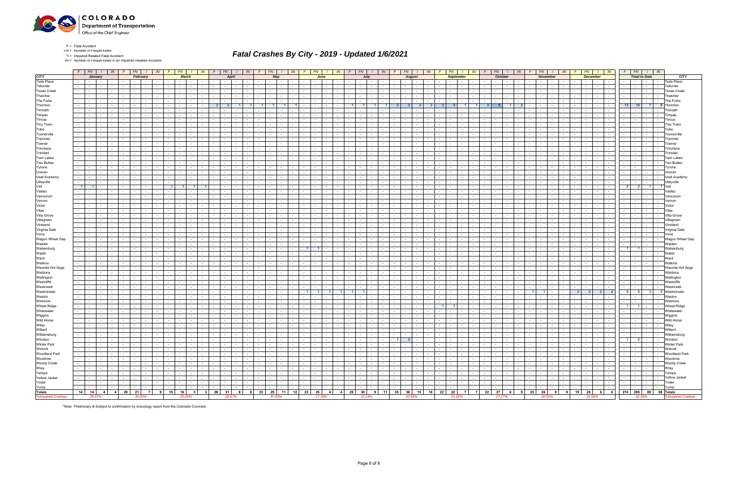F = Fatal Accident
FN = Number of People Killed
*I = Impaired Related Fatal Accident
*IN = Number of People Killed in an Impaired Related Accident

# Fatal Crashes By City - 2019 - Updated 1/6/2021

| CITY | January | | | | February | | | | March | | | | April | | | | May | | | | June | | | | July | | | | August | | | | September | | | | October | | | | November | | | | December | | | | Total to Date | | | | CITY |
|---|---|---|---|---|---|---|---|---|---|---|---|---|---|---|---|---|---|---|---|---|---|---|---|---|---|---|---|---|---|---|---|---|---|---|---|---|---|---|---|---|---|---|---|---|---|---|---|---|---|---|---|---|---|
| | F | FN | I | IN | F | FN | I | IN | F | FN | I | IN | F | FN | I | IN | F | FN | I | IN | F | FN | I | IN | F | FN | I | IN | F | FN | I | IN | F | FN | I | IN | F | FN | I | IN | F | FN | I | IN | F | FN | I | IN | F | FN | I | IN | |
| Teds Place | - | - | - | - | - | - | - | - | - | - | - | - | - | - | - | - | - | - | - | - | - | - | - | - | - | - | - | - | - | - | - | - | - | - | - | - | - | - | - | - | - | - | - | - | - | - | - | - | - | - | - | - | Teds Place |
| Telluride | - | - | - | - | - | - | - | - | - | - | - | - | - | - | - | - | - | - | - | - | - | - | - | - | - | - | - | - | - | - | - | - | - | - | - | - | - | - | - | - | - | - | - | - | - | - | - | - | - | - | - | - | Telluride |
| Texas Creek | - | - | - | - | - | - | - | - | - | - | - | - | - | - | - | - | - | - | - | - | - | - | - | - | - | - | - | - | - | - | - | - | - | - | - | - | - | - | - | - | - | - | - | - | - | - | - | - | - | - | - | - | Texas Creek |
| Thatcher | - | - | - | - | - | - | - | - | - | - | - | - | - | - | - | - | - | - | - | - | - | - | - | - | - | - | - | - | - | - | - | - | - | - | - | - | - | - | - | - | - | - | - | - | - | - | - | - | - | - | - | - | Thatcher |
| The Forks | - | - | - | - | - | - | - | - | - | - | - | - | - | - | - | - | - | - | - | - | - | - | - | - | - | - | - | - | - | - | - | - | - | - | - | - | - | - | - | - | - | - | - | - | - | - | - | - | - | - | - | - | The Forks |
| Thornton | - | - | - | - | - | - | - | - | - | - | - | - | 2 | 2 | 1 | 1 | 1 | 1 | 1 | 1 | - | - | - | - | 1 | 1 | 1 | 1 | 3 | 3 | 2 | 2 | 3 | 3 | 1 | 1 | 3 | 5 | 1 | 2 | - | - | - | - | - | - | - | - | 13 | 15 | 7 | 8 | Thornton |
| Timnath | - | - | - | - | - | - | - | - | - | - | - | - | - | - | - | - | - | - | - | - | - | - | - | - | - | - | - | - | - | - | - | - | - | - | - | - | - | - | - | - | - | - | - | - | - | - | - | - | - | - | - | - | Timnath |
| Timpas | - | - | - | - | - | - | - | - | - | - | - | - | - | - | - | - | - | - | - | - | - | - | - | - | - | - | - | - | - | - | - | - | - | - | - | - | - | - | - | - | - | - | - | - | - | - | - | - | - | - | - | - | Timpas |
| Tincup | - | - | - | - | - | - | - | - | - | - | - | - | - | - | - | - | - | - | - | - | - | - | - | - | - | - | - | - | - | - | - | - | - | - | - | - | - | - | - | - | - | - | - | - | - | - | - | - | - | - | - | - | Tincup |
| Tiny Town | - | - | - | - | - | - | - | - | - | - | - | - | - | - | - | - | - | - | - | - | - | - | - | - | - | - | - | - | - | - | - | - | - | - | - | - | - | - | - | - | - | - | - | - | - | - | - | - | - | - | - | - | Tiny Town |
| Tobe | - | - | - | - | - | - | - | - | - | - | - | - | - | - | - | - | - | - | - | - | - | - | - | - | - | - | - | - | - | - | - | - | - | - | - | - | - | - | - | - | - | - | - | - | - | - | - | - | - | - | - | - | Tobe |
| Toonerville | - | - | - | - | - | - | - | - | - | - | - | - | - | - | - | - | - | - | - | - | - | - | - | - | - | - | - | - | - | - | - | - | - | - | - | - | - | - | - | - | - | - | - | - | - | - | - | - | - | - | - | - | Toonerville |
| Toponas | - | - | - | - | - | - | - | - | - | - | - | - | - | - | - | - | - | - | - | - | - | - | - | - | - | - | - | - | - | - | - | - | - | - | - | - | - | - | - | - | - | - | - | - | - | - | - | - | - | - | - | - | Toponas |
| Towner | - | - | - | - | - | - | - | - | - | - | - | - | - | - | - | - | - | - | - | - | - | - | - | - | - | - | - | - | - | - | - | - | - | - | - | - | - | - | - | - | - | - | - | - | - | - | - | - | - | - | - | - | Towner |
| Trinchera | - | - | - | - | - | - | - | - | - | - | - | - | - | - | - | - | - | - | - | - | - | - | - | - | - | - | - | - | - | - | - | - | - | - | - | - | - | - | - | - | - | - | - | - | - | - | - | - | - | - | - | - | Trinchera |
| Trinidad | - | - | - | - | - | - | - | - | - | - | - | - | - | - | - | - | - | - | - | - | - | - | - | - | - | - | - | - | - | - | - | - | - | - | - | - | - | - | - | - | - | - | - | - | - | - | - | - | - | - | - | - | Trinidad |
| Twin Lakes | - | - | - | - | - | - | - | - | - | - | - | - | - | - | - | - | - | - | - | - | - | - | - | - | - | - | - | - | - | - | - | - | - | - | - | - | - | - | - | - | - | - | - | - | - | - | - | - | - | - | - | - | Twin Lakes |
| Two Buttes | - | - | - | - | - | - | - | - | - | - | - | - | - | - | - | - | - | - | - | - | - | - | - | - | - | - | - | - | - | - | - | - | - | - | - | - | - | - | - | - | - | - | - | - | - | - | - | - | - | - | - | - | Two Buttes |
| Tyrone | - | - | - | - | - | - | - | - | - | - | - | - | - | - | - | - | - | - | - | - | - | - | - | - | - | - | - | - | - | - | - | - | - | - | - | - | - | - | - | - | - | - | - | - | - | - | - | - | - | - | - | - | Tyrone |
| Uravan | - | - | - | - | - | - | - | - | - | - | - | - | - | - | - | - | - | - | - | - | - | - | - | - | - | - | - | - | - | - | - | - | - | - | - | - | - | - | - | - | - | - | - | - | - | - | - | - | - | - | - | - | Uravan |
| Usaf Academy | - | - | - | - | - | - | - | - | - | - | - | - | - | - | - | - | - | - | - | - | - | - | - | - | - | - | - | - | - | - | - | - | - | - | - | - | - | - | - | - | - | - | - | - | - | - | - | - | - | - | - | - | Usaf Academy |
| Utleyville | - | - | - | - | - | - | - | - | - | - | - | - | - | - | - | - | - | - | - | - | - | - | - | - | - | - | - | - | - | - | - | - | - | - | - | - | - | - | - | - | - | - | - | - | - | - | - | - | - | - | - | - | Utleyville |
| Vail | 1 | 1 | - | - | - | - | - | - | 1 | 1 | 1 | 1 | - | - | - | - | - | - | - | - | - | - | - | - | - | - | - | - | - | - | - | - | - | - | - | - | - | - | - | - | - | - | - | - | - | - | - | - | 2 | 2 | 1 | 1 | Vail |
| Valdez | - | - | - | - | - | - | - | - | - | - | - | - | - | - | - | - | - | - | - | - | - | - | - | - | - | - | - | - | - | - | - | - | - | - | - | - | - | - | - | - | - | - | - | - | - | - | - | - | - | - | - | - | Valdez |
| Vancorum | - | - | - | - | - | - | - | - | - | - | - | - | - | - | - | - | - | - | - | - | - | - | - | - | - | - | - | - | - | - | - | - | - | - | - | - | - | - | - | - | - | - | - | - | - | - | - | - | - | - | - | - | Vancorum |
| Vernon | - | - | - | - | - | - | - | - | - | - | - | - | - | - | - | - | - | - | - | - | - | - | - | - | - | - | - | - | - | - | - | - | - | - | - | - | - | - | - | - | - | - | - | - | - | - | - | - | - | - | - | - | Vernon |
| Victor | - | - | - | - | - | - | - | - | - | - | - | - | - | - | - | - | - | - | - | - | - | - | - | - | - | - | - | - | - | - | - | - | - | - | - | - | - | - | - | - | - | - | - | - | - | - | - | - | - | - | - | - | Victor |
| Vilas | - | - | - | - | - | - | - | - | - | - | - | - | - | - | - | - | - | - | - | - | - | - | - | - | - | - | - | - | - | - | - | - | - | - | - | - | - | - | - | - | - | - | - | - | - | - | - | - | - | - | - | - | Vilas |
| Villa Grove | - | - | - | - | - | - | - | - | - | - | - | - | - | - | - | - | - | - | - | - | - | - | - | - | - | - | - | - | - | - | - | - | - | - | - | - | - | - | - | - | - | - | - | - | - | - | - | - | - | - | - | - | Villa Grove |
| Villegreen | - | - | - | - | - | - | - | - | - | - | - | - | - | - | - | - | - | - | - | - | - | - | - | - | - | - | - | - | - | - | - | - | - | - | - | - | - | - | - | - | - | - | - | - | - | - | - | - | - | - | - | - | Villegreen |
| Vineland | - | - | - | - | - | - | - | - | - | - | - | - | - | - | - | - | - | - | - | - | - | - | - | - | - | - | - | - | - | - | - | - | - | - | - | - | - | - | - | - | - | - | - | - | - | - | - | - | - | - | - | - | Vineland |
| Virginia Dale | - | - | - | - | - | - | - | - | - | - | - | - | - | - | - | - | - | - | - | - | - | - | - | - | - | - | - | - | - | - | - | - | - | - | - | - | - | - | - | - | - | - | - | - | - | - | - | - | - | - | - | - | Virginia Dale |
| Vona | - | - | - | - | - | - | - | - | - | - | - | - | - | - | - | - | - | - | - | - | - | - | - | - | - | - | - | - | - | - | - | - | - | - | - | - | - | - | - | - | - | - | - | - | - | - | - | - | - | - | - | - | Vona |
| Wagon Wheel Gap | - | - | - | - | - | - | - | - | - | - | - | - | - | - | - | - | - | - | - | - | - | - | - | - | - | - | - | - | - | - | - | - | - | - | - | - | - | - | - | - | - | - | - | - | - | - | - | - | - | - | - | - | Wagon Wheel Gap |
| Walden | - | - | - | - | - | - | - | - | - | - | - | - | - | - | - | - | - | - | - | - | - | - | - | - | - | - | - | - | - | - | - | - | - | - | - | - | - | - | - | - | - | - | - | - | - | - | - | - | - | - | - | - | Walden |
| Walsenburg | - | - | - | - | - | - | - | - | - | - | - | - | - | - | - | - | - | - | - | - | 1 | 1 | - | - | - | - | - | - | - | - | - | - | - | - | - | - | - | - | - | - | - | - | - | - | - | - | - | - | 1 | 1 | - | - | Walsenburg |
| Walsh | - | - | - | - | - | - | - | - | - | - | - | - | - | - | - | - | - | - | - | - | - | - | - | - | - | - | - | - | - | - | - | - | - | - | - | - | - | - | - | - | - | - | - | - | - | - | - | - | - | - | - | - | Walsh |
| Ward | - | - | - | - | - | - | - | - | - | - | - | - | - | - | - | - | - | - | - | - | - | - | - | - | - | - | - | - | - | - | - | - | - | - | - | - | - | - | - | - | - | - | - | - | - | - | - | - | - | - | - | - | Ward |
| Watkins | - | - | - | - | - | - | - | - | - | - | - | - | - | - | - | - | - | - | - | - | - | - | - | - | - | - | - | - | - | - | - | - | - | - | - | - | - | - | - | - | - | - | - | - | - | - | - | - | - | - | - | - | Watkins |
| Waunita Hot Spgs | - | - | - | - | - | - | - | - | - | - | - | - | - | - | - | - | - | - | - | - | - | - | - | - | - | - | - | - | - | - | - | - | - | - | - | - | - | - | - | - | - | - | - | - | - | - | - | - | - | - | - | - | Waunita Hot Spgs |
| Weldona | - | - | - | - | - | - | - | - | - | - | - | - | - | - | - | - | - | - | - | - | - | - | - | - | - | - | - | - | - | - | - | - | - | - | - | - | - | - | - | - | - | - | - | - | - | - | - | - | - | - | - | - | Weldona |
| Wellington | - | - | - | - | - | - | - | - | - | - | - | - | - | - | - | - | - | - | - | - | - | - | - | - | - | - | - | - | - | - | - | - | - | - | - | - | - | - | - | - | - | - | - | - | - | - | - | - | - | - | - | - | Wellington |
| Westcliffe | - | - | - | - | - | - | - | - | - | - | - | - | - | - | - | - | - | - | - | - | - | - | - | - | - | - | - | - | - | - | - | - | - | - | - | - | - | - | - | - | - | - | - | - | - | - | - | - | - | - | - | - | Westcliffe |
| Westcreek | - | - | - | - | - | - | - | - | - | - | - | - | - | - | - | - | - | - | - | - | - | - | - | - | - | - | - | - | - | - | - | - | - | - | - | - | - | - | - | - | - | - | - | - | - | - | - | - | - | - | - | - | Westcreek |
| Westminster | - | - | - | - | - | - | - | - | - | - | - | - | - | - | - | - | - | - | - | - | 1 | 1 | 1 | 1 | 1 | 1 | - | - | - | - | - | - | - | - | - | - | - | - | - | - | 1 | 1 | - | - | 2 | 2 | 2 | 2 | 5 | 5 | 3 | 3 | Westminster |
| Weston | - | - | - | - | - | - | - | - | - | - | - | - | - | - | - | - | - | - | - | - | - | - | - | - | - | - | - | - | - | - | - | - | - | - | - | - | - | - | - | - | - | - | - | - | - | - | - | - | - | - | - | - | Weston |
| Wetmore | - | - | - | - | - | - | - | - | - | - | - | - | - | - | - | - | - | - | - | - | - | - | - | - | - | - | - | - | - | - | - | - | - | - | - | - | - | - | - | - | - | - | - | - | - | - | - | - | - | - | - | - | Wetmore |
| Wheat Ridge | - | - | - | - | - | - | - | - | - | - | - | - | - | - | - | - | - | - | - | - | - | - | - | - | - | - | - | - | - | - | - | - | 1 | 1 | - | - | - | - | - | - | - | - | - | - | - | - | - | - | 1 | 1 | - | - | Wheat Ridge |
| Whitewater | - | - | - | - | - | - | - | - | - | - | - | - | - | - | - | - | - | - | - | - | - | - | - | - | - | - | - | - | - | - | - | - | - | - | - | - | - | - | - | - | - | - | - | - | - | - | - | - | - | - | - | - | Whitewater |
| Wiggins | - | - | - | - | - | - | - | - | - | - | - | - | - | - | - | - | - | - | - | - | - | - | - | - | - | - | - | - | - | - | - | - | - | - | - | - | - | - | - | - | - | - | - | - | - | - | - | - | - | - | - | - | Wiggins |
| Wild Horse | - | - | - | - | - | - | - | - | - | - | - | - | - | - | - | - | - | - | - | - | - | - | - | - | - | - | - | - | - | - | - | - | - | - | - | - | - | - | - | - | - | - | - | - | - | - | - | - | - | - | - | - | Wild Horse |
| Wiley | - | - | - | - | - | - | - | - | - | - | - | - | - | - | - | - | - | - | - | - | - | - | - | - | - | - | - | - | - | - | - | - | - | - | - | - | - | - | - | - | - | - | - | - | - | - | - | - | - | - | - | - | Wiley |
| Willard | - | - | - | - | - | - | - | - | - | - | - | - | - | - | - | - | - | - | - | - | - | - | - | - | - | - | - | - | - | - | - | - | - | - | - | - | - | - | - | - | - | - | - | - | - | - | - | - | - | - | - | - | Willard |
| Williamsburg | - | - | - | - | - | - | - | - | - | - | - | - | - | - | - | - | - | - | - | - | - | - | - | - | - | - | - | - | - | - | - | - | - | - | - | - | - | - | - | - | - | - | - | - | - | - | - | - | - | - | - | - | Williamsburg |
| Windsor | - | - | - | - | - | - | - | - | - | - | - | - | - | - | - | - | - | - | - | - | - | - | - | - | - | - | - | - | 1 | 2 | - | - | - | - | - | - | - | - | - | - | - | - | - | - | - | - | - | - | 1 | 2 | - | - | Windsor |
| Winter Park | - | - | - | - | - | - | - | - | - | - | - | - | - | - | - | - | - | - | - | - | - | - | - | - | - | - | - | - | - | - | - | - | - | - | - | - | - | - | - | - | - | - | - | - | - | - | - | - | - | - | - | - | Winter Park |
| Wolcott | - | - | - | - | - | - | - | - | - | - | - | - | - | - | - | - | - | - | - | - | - | - | - | - | - | - | - | - | - | - | - | - | - | - | - | - | - | - | - | - | - | - | - | - | - | - | - | - | - | - | - | - | Wolcott |
| Woodland Park | - | - | - | - | - | - | - | - | - | - | - | - | - | - | - | - | - | - | - | - | - | - | - | - | - | - | - | - | - | - | - | - | - | - | - | - | - | - | - | - | - | - | - | - | - | - | - | - | - | - | - | - | Woodland Park |
| Woodrow | - | - | - | - | - | - | - | - | - | - | - | - | - | - | - | - | - | - | - | - | - | - | - | - | - | - | - | - | - | - | - | - | - | - | - | - | - | - | - | - | - | - | - | - | - | - | - | - | - | - | - | - | Woodrow |
| Woody Creek | - | - | - | - | - | - | - | - | - | - | - | - | - | - | - | - | - | - | - | - | - | - | - | - | - | - | - | - | - | - | - | - | - | - | - | - | - | - | - | - | - | - | - | - | - | - | - | - | - | - | - | - | Woody Creek |
| Wray | - | - | - | - | - | - | - | - | - | - | - | - | - | - | - | - | - | - | - | - | - | - | - | - | - | - | - | - | - | - | - | - | - | - | - | - | - | - | - | - | - | - | - | - | - | - | - | - | - | - | - | - | Wray |
| Yampa | - | - | - | - | - | - | - | - | - | - | - | - | - | - | - | - | - | - | - | - | - | - | - | - | - | - | - | - | - | - | - | - | - | - | - | - | - | - | - | - | - | - | - | - | - | - | - | - | - | - | - | - | Yampa |
| Yellow Jacket | - | - | - | - | - | - | - | - | - | - | - | - | - | - | - | - | - | - | - | - | - | - | - | - | - | - | - | - | - | - | - | - | - | - | - | - | - | - | - | - | - | - | - | - | - | - | - | - | - | - | - | - | Yellow Jacket |
| Yoder | - | - | - | - | - | - | - | - | - | - | - | - | - | - | - | - | - | - | - | - | - | - | - | - | - | - | - | - | - | - | - | - | - | - | - | - | - | - | - | - | - | - | - | - | - | - | - | - | - | - | - | - | Yoder |
| Yuma | - | - | - | - | - | - | - | - | - | - | - | - | - | - | - | - | - | - | - | - | - | - | - | - | - | - | - | - | - | - | - | - | - | - | - | - | - | - | - | - | - | - | - | - | - | - | - | - | - | - | - | - | Yuma |
| Totals | 14 | 14 | 4 | 4 | 20 | 21 | 7 | 9 | 15 | 16 | 3 | 3 | 28 | 31 | 8 | 8 | 23 | 25 | 11 | 12 | 23 | 25 | 4 | 4 | 28 | 30 | 9 | 11 | 35 | 38 | 15 | 16 | 22 | 22 | 7 | 7 | 22 | 27 | 6 | 9 | 25 | 26 | 9 | 9 | 19 | 20 | 6 | 6 | 274 | 295 | 89 | 98 | Totals |
| %Impaired Crashes | | 28.57% | | | | 35.00% | | | | 20.00% | | | | 28.57% | | | | 47.83% | | | | 17.39% | | | | 32.14% | | | | 42.86% | | | | 31.82% | | | | 27.27% | | | | 36.00% | | | | 31.58% | | | | 32.48% | | | %Impaired Crashes |

*Note: Preliminary & Subject to confirmation by toxicology report from the Colorado Coroners